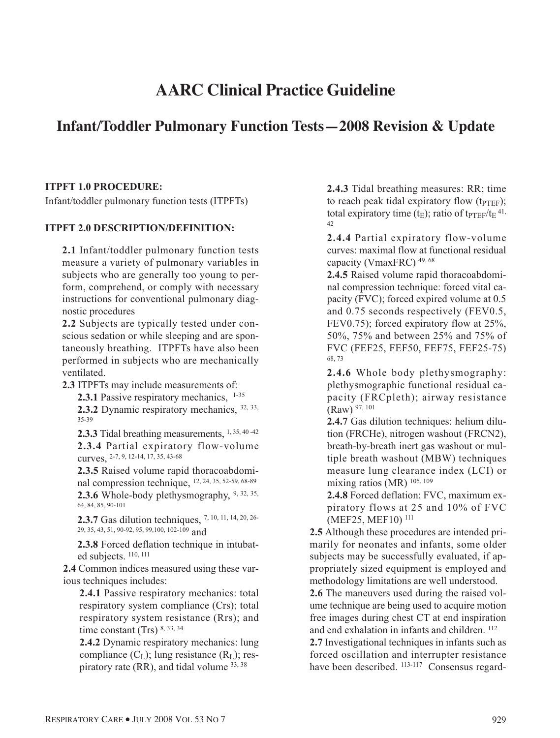# AARC Clinical Practice Guideline

## Infant/Toddler Pulmonary Function Tests—2008 Revision & Update

**ITPFT 1.0 PROCEDURE:**

Infant/toddler pulmonary function tests (ITPFTs)

**ITPFT 2.0 DESCRIPTION/DEFINITION:**

**2.1** Infant/toddler pulmonary function tests measure a variety of pulmonary variables in subjects who are generally too young to perform, comprehend, or comply with necessary instructions for conventional pulmonary diagnostic procedures

**2.2** Subjects are typically tested under conscious sedation or while sleeping and are spontaneously breathing. ITPFTs have also been performed in subjects who are mechanically ventilated.

**2.3** ITPFTs may include measurements of:

**2.3.1** Passive respiratory mechanics, [1-35]

**2.3.2** Dynamic respiratory mechanics, [32, 33, 35-39]

**2.3.3** Tidal breathing measurements, [1, 35, 40 -42]

**2.3.4** Partial expiratory flow-volume curves, [2-7, 9, 12-14, 17, 35, 43-68]

**2.3.5** Raised volume rapid thoracoabdominal compression technique, [12, 24, 35, 52-59, 68-89]

**2.3.6** Whole-body plethysmography, [9, 32, 35, 64, 84, 85, 90-101]

**2.3.7** Gas dilution techniques, [7, 10, 11, 14, 20, 26-29, 35, 43, 51, 90-92, 95, 99,100, 102-109] and

**2.3.8** Forced deflation technique in intubated subjects. [110, 111]

**2.4** Common indices measured using these various techniques includes:

**2.4.1** Passive respiratory mechanics: total respiratory system compliance (Crs); total respiratory system resistance (Rrs); and time constant (Trs) [8, 33, 34]

**2.4.2** Dynamic respiratory mechanics: lung compliance ($C_L$); lung resistance ($R_L$); respiratory rate (RR), and tidal volume [33, 38]

**2.4.3** Tidal breathing measures: RR; time to reach peak tidal expiratory flow ($t_{PTEF}$); total expiratory time ($t_E$); ratio of $t_{PTEF}/t_E$ [41, 42]

**2.4.4** Partial expiratory flow-volume curves: maximal flow at functional residual capacity (VmaxFRC) [49, 68]

**2.4.5** Raised volume rapid thoracoabdominal compression technique: forced vital capacity (FVC); forced expired volume at 0.5 and 0.75 seconds respectively (FEV0.5, FEV0.75); forced expiratory flow at 25%, 50%, 75% and between 25% and 75% of FVC (FEF25, FEF50, FEF75, FEF25-75) [68, 73]

**2.4.6** Whole body plethysmography: plethysmographic functional residual capacity (FRCpleth); airway resistance (Raw) [97, 101]

**2.4.7** Gas dilution techniques: helium dilution (FRCHe), nitrogen washout (FRCN2), breath-by-breath inert gas washout or multiple breath washout (MBW) techniques measure lung clearance index (LCI) or mixing ratios (MR) [105, 109]

**2.4.8** Forced deflation: FVC, maximum expiratory flows at 25 and 10% of FVC (MEF25, MEF10) [111]

**2.5** Although these procedures are intended primarily for neonates and infants, some older subjects may be successfully evaluated, if appropriately sized equipment is employed and methodology limitations are well understood.

**2.6** The maneuvers used during the raised volume technique are being used to acquire motion free images during chest CT at end inspiration and end exhalation in infants and children. [112]

**2.7** Investigational techniques in infants such as forced oscillation and interrupter resistance have been described. [113-117] Consensus regard-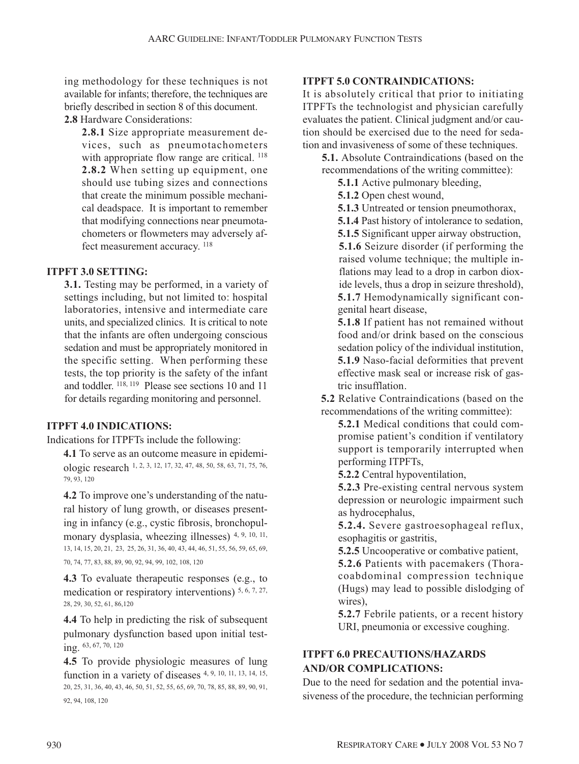ing methodology for these techniques is not available for infants; therefore, the techniques are briefly described in section 8 of this document.

**2.8** Hardware Considerations:

**2.8.1** Size appropriate measurement devices, such as pneumotachometers with appropriate flow range are critical. [118]

**2.8.2** When setting up equipment, one should use tubing sizes and connections that create the minimum possible mechanical deadspace. It is important to remember that modifying connections near pneumotachometers or flowmeters may adversely affect measurement accuracy. [118]

## ITPFT 3.0 SETTING:

**3.1.** Testing may be performed, in a variety of settings including, but not limited to: hospital laboratories, intensive and intermediate care units, and specialized clinics. It is critical to note that the infants are often undergoing conscious sedation and must be appropriately monitored in the specific setting. When performing these tests, the top priority is the safety of the infant and toddler. [118, 119] Please see sections 10 and 11 for details regarding monitoring and personnel.

## ITPFT 4.0 INDICATIONS:

Indications for ITPFTs include the following:

**4.1** To serve as an outcome measure in epidemiologic research [1, 2, 3, 12, 17, 32, 47, 48, 50, 58, 63, 71, 75, 76, 79, 93, 120]

**4.2** To improve one's understanding of the natural history of lung growth, or diseases presenting in infancy (e.g., cystic fibrosis, bronchopulmonary dysplasia, wheezing illnesses) [4, 9, 10, 11, 13, 14, 15, 20, 21, 23, 25, 26, 31, 36, 40, 43, 44, 46, 51, 55, 56, 59, 65, 69, 70, 74, 77, 83, 88, 89, 90, 92, 94, 99, 102, 108, 120]

**4.3** To evaluate therapeutic responses (e.g., to medication or respiratory interventions) [5, 6, 7, 27, 28, 29, 30, 52, 61, 86,120]

**4.4** To help in predicting the risk of subsequent pulmonary dysfunction based upon initial testing. [63, 67, 70, 120]

**4.5** To provide physiologic measures of lung function in a variety of diseases [4, 9, 10, 11, 13, 14, 15, 20, 25, 31, 36, 40, 43, 46, 50, 51, 52, 55, 65, 69, 70, 78, 85, 88, 89, 90, 91, 92, 94, 108, 120]

## ITPFT 5.0 CONTRAINDICATIONS:

It is absolutely critical that prior to initiating ITPFTs the technologist and physician carefully evaluates the patient. Clinical judgment and/or caution should be exercised due to the need for sedation and invasiveness of some of these techniques.

**5.1.** Absolute Contraindications (based on the recommendations of the writing committee):

**5.1.1** Active pulmonary bleeding,

**5.1.2** Open chest wound,

**5.1.3** Untreated or tension pneumothorax,

**5.1.4** Past history of intolerance to sedation,

**5.1.5** Significant upper airway obstruction,

**5.1.6** Seizure disorder (if performing the raised volume technique; the multiple inflations may lead to a drop in carbon dioxide levels, thus a drop in seizure threshold),

**5.1.7** Hemodynamically significant congenital heart disease,

**5.1.8** If patient has not remained without food and/or drink based on the conscious sedation policy of the individual institution,

**5.1.9** Naso-facial deformities that prevent effective mask seal or increase risk of gastric insufflation.

**5.2** Relative Contraindications (based on the recommendations of the writing committee):

**5.2.1** Medical conditions that could compromise patient's condition if ventilatory support is temporarily interrupted when performing ITPFTs,

**5.2.2** Central hypoventilation,

**5.2.3** Pre-existing central nervous system depression or neurologic impairment such as hydrocephalus,

**5.2.4.** Severe gastroesophageal reflux, esophagitis or gastritis,

**5.2.5** Uncooperative or combative patient,

**5.2.6** Patients with pacemakers (Thoracoabdominal compression technique (Hugs) may lead to possible dislodging of wires),

**5.2.7** Febrile patients, or a recent history URI, pneumonia or excessive coughing.

## ITPFT 6.0 PRECAUTIONS/HAZARDS AND/OR COMPLICATIONS:

Due to the need for sedation and the potential invasiveness of the procedure, the technician performing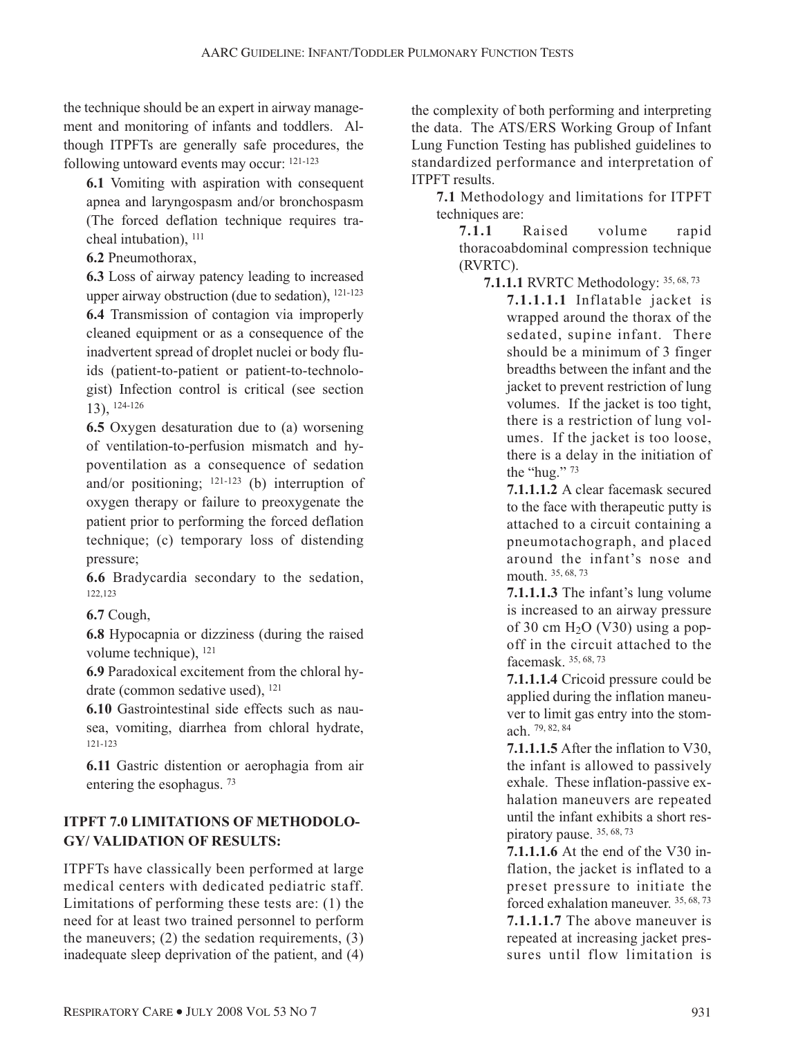the technique should be an expert in airway management and monitoring of infants and toddlers. Although ITPFTs are generally safe procedures, the following untoward events may occur: [121-123]

**6.1** Vomiting with aspiration with consequent apnea and laryngospasm and/or bronchospasm (The forced deflation technique requires tracheal intubation), [111]

**6.2** Pneumothorax,

**6.3** Loss of airway patency leading to increased upper airway obstruction (due to sedation), [121-123]

**6.4** Transmission of contagion via improperly cleaned equipment or as a consequence of the inadvertent spread of droplet nuclei or body fluids (patient-to-patient or patient-to-technologist) Infection control is critical (see section 13), [124-126]

**6.5** Oxygen desaturation due to (a) worsening of ventilation-to-perfusion mismatch and hypoventilation as a consequence of sedation and/or positioning; [121-123] (b) interruption of oxygen therapy or failure to preoxygenate the patient prior to performing the forced deflation technique; (c) temporary loss of distending pressure;

**6.6** Bradycardia secondary to the sedation, [122,123]

**6.7** Cough,

**6.8** Hypocapnia or dizziness (during the raised volume technique), [121]

**6.9** Paradoxical excitement from the chloral hydrate (common sedative used), [121]

**6.10** Gastrointestinal side effects such as nausea, vomiting, diarrhea from chloral hydrate, [121-123]

**6.11** Gastric distention or aerophagia from air entering the esophagus. [73]

## ITPFT 7.0 LIMITATIONS OF METHODOLOGY/ VALIDATION OF RESULTS:

ITPFTs have classically been performed at large medical centers with dedicated pediatric staff. Limitations of performing these tests are: (1) the need for at least two trained personnel to perform the maneuvers; (2) the sedation requirements, (3) inadequate sleep deprivation of the patient, and (4) the complexity of both performing and interpreting the data. The ATS/ERS Working Group of Infant Lung Function Testing has published guidelines to standardized performance and interpretation of ITPFT results.

**7.1** Methodology and limitations for ITPFT techniques are:

**7.1.1** Raised volume rapid thoracoabdominal compression technique (RVRTC).

**7.1.1.1** RVRTC Methodology: [35, 68, 73]

**7.1.1.1.1** Inflatable jacket is wrapped around the thorax of the sedated, supine infant. There should be a minimum of 3 finger breadths between the infant and the jacket to prevent restriction of lung volumes. If the jacket is too tight, there is a restriction of lung volumes. If the jacket is too loose, there is a delay in the initiation of the "hug." [73]

**7.1.1.1.2** A clear facemask secured to the face with therapeutic putty is attached to a circuit containing a pneumotachograph, and placed around the infant's nose and mouth. [35, 68, 73]

**7.1.1.1.3** The infant's lung volume is increased to an airway pressure of 30 cm $H_2O$ (V30) using a pop-off in the circuit attached to the facemask. [35, 68, 73]

**7.1.1.1.4** Cricoid pressure could be applied during the inflation maneuver to limit gas entry into the stomach. [79, 82, 84]

**7.1.1.1.5** After the inflation to V30, the infant is allowed to passively exhale. These inflation-passive exhalation maneuvers are repeated until the infant exhibits a short respiratory pause. [35, 68, 73]

**7.1.1.1.6** At the end of the V30 inflation, the jacket is inflated to a preset pressure to initiate the forced exhalation maneuver. [35, 68, 73]

**7.1.1.1.7** The above maneuver is repeated at increasing jacket pressures until flow limitation is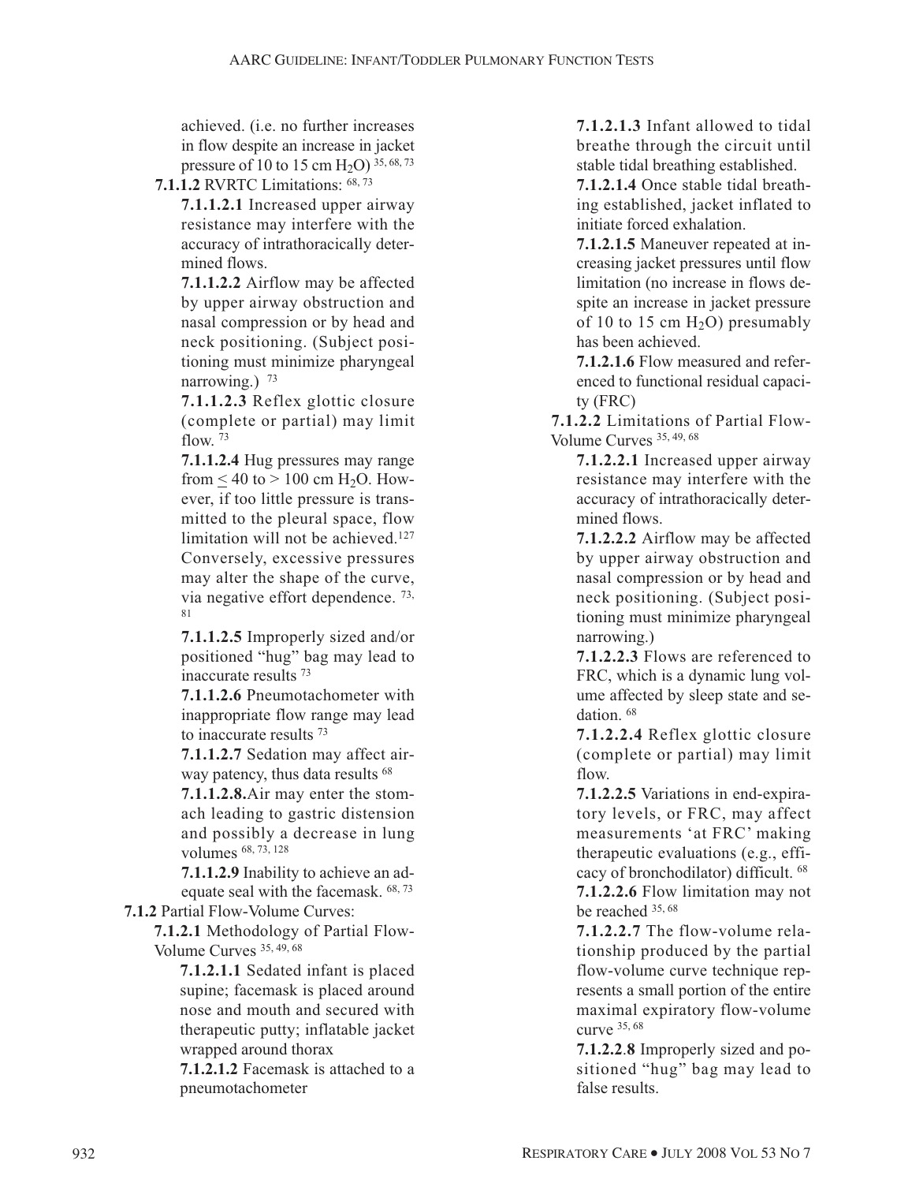achieved. (i.e. no further increases in flow despite an increase in jacket pressure of 10 to 15 cm $H_2O$) [35, 68, 73]

**7.1.1.2** RVRTC Limitations: [68, 73]

**7.1.1.2.1** Increased upper airway resistance may interfere with the accuracy of intrathoracically determined flows.

**7.1.1.2.2** Airflow may be affected by upper airway obstruction and nasal compression or by head and neck positioning. (Subject positioning must minimize pharyngeal narrowing.) [73]

**7.1.1.2.3** Reflex glottic closure (complete or partial) may limit flow. [73]

**7.1.1.2.4** Hug pressures may range from $\leq$ 40 to > 100 cm $H_2O$. However, if too little pressure is transmitted to the pleural space, flow limitation will not be achieved.[127] Conversely, excessive pressures may alter the shape of the curve, via negative effort dependence. [73, 81]

**7.1.1.2.5** Improperly sized and/or positioned "hug" bag may lead to inaccurate results [73]

**7.1.1.2.6** Pneumotachometer with inappropriate flow range may lead to inaccurate results [73]

**7.1.1.2.7** Sedation may affect airway patency, thus data results [68]

**7.1.1.2.8.** Air may enter the stomach leading to gastric distension and possibly a decrease in lung volumes [68, 73, 128]

**7.1.1.2.9** Inability to achieve an adequate seal with the facemask. [68, 73]

**7.1.2** Partial Flow-Volume Curves:

**7.1.2.1** Methodology of Partial Flow-Volume Curves [35, 49, 68]

**7.1.2.1.1** Sedated infant is placed supine; facemask is placed around nose and mouth and secured with therapeutic putty; inflatable jacket wrapped around thorax

**7.1.2.1.2** Facemask is attached to a pneumotachometer

**7.1.2.1.3** Infant allowed to tidal breathe through the circuit until stable tidal breathing established.

**7.1.2.1.4** Once stable tidal breathing established, jacket inflated to initiate forced exhalation.

**7.1.2.1.5** Maneuver repeated at increasing jacket pressures until flow limitation (no increase in flows despite an increase in jacket pressure of 10 to 15 cm $H_2O$) presumably has been achieved.

**7.1.2.1.6** Flow measured and referenced to functional residual capacity (FRC)

**7.1.2.2** Limitations of Partial Flow-Volume Curves [35, 49, 68]

**7.1.2.2.1** Increased upper airway resistance may interfere with the accuracy of intrathoracically determined flows.

**7.1.2.2.2** Airflow may be affected by upper airway obstruction and nasal compression or by head and neck positioning. (Subject positioning must minimize pharyngeal narrowing.)

**7.1.2.2.3** Flows are referenced to FRC, which is a dynamic lung volume affected by sleep state and sedation. [68]

**7.1.2.2.4** Reflex glottic closure (complete or partial) may limit flow.

**7.1.2.2.5** Variations in end-expiratory levels, or FRC, may affect measurements 'at FRC' making therapeutic evaluations (e.g., efficacy of bronchodilator) difficult. [68]

**7.1.2.2.6** Flow limitation may not be reached [35, 68]

**7.1.2.2.7** The flow-volume relationship produced by the partial flow-volume curve technique represents a small portion of the entire maximal expiratory flow-volume curve [35, 68]

**7.1.2.2.8** Improperly sized and positioned "hug" bag may lead to false results.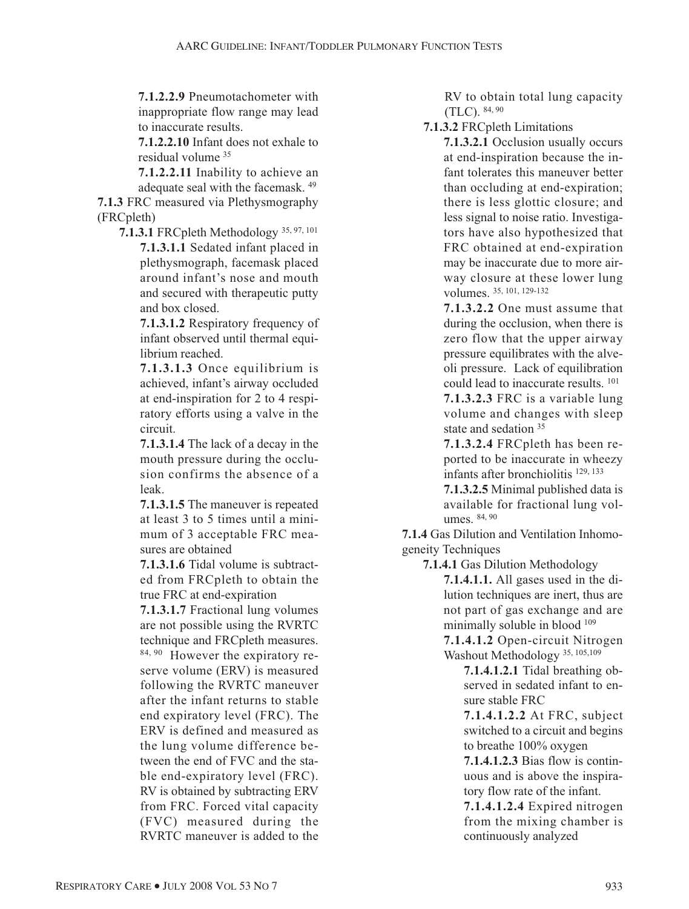**7.1.2.2.9** Pneumotachometer with inappropriate flow range may lead to inaccurate results.

**7.1.2.2.10** Infant does not exhale to residual volume [35]

**7.1.2.2.11** Inability to achieve an adequate seal with the facemask. [49]

**7.1.3** FRC measured via Plethysmography (FRCpleth)

**7.1.3.1** FRCpleth Methodology [35, 97, 101]

**7.1.3.1.1** Sedated infant placed in plethysmograph, facemask placed around infant's nose and mouth and secured with therapeutic putty and box closed.

**7.1.3.1.2** Respiratory frequency of infant observed until thermal equilibrium reached.

**7.1.3.1.3** Once equilibrium is achieved, infant's airway occluded at end-inspiration for 2 to 4 respiratory efforts using a valve in the circuit.

**7.1.3.1.4** The lack of a decay in the mouth pressure during the occlusion confirms the absence of a leak.

**7.1.3.1.5** The maneuver is repeated at least 3 to 5 times until a minimum of 3 acceptable FRC measures are obtained

**7.1.3.1.6** Tidal volume is subtracted from FRCpleth to obtain the true FRC at end-expiration

**7.1.3.1.7** Fractional lung volumes are not possible using the RVRTC technique and FRCpleth measures. [84, 90] However the expiratory reserve volume (ERV) is measured following the RVRTC maneuver after the infant returns to stable end expiratory level (FRC). The ERV is defined and measured as the lung volume difference between the end of FVC and the stable end-expiratory level (FRC). RV is obtained by subtracting ERV from FRC. Forced vital capacity (FVC) measured during the RVRTC maneuver is added to the RV to obtain total lung capacity (TLC). [84, 90]

**7.1.3.2** FRCpleth Limitations

**7.1.3.2.1** Occlusion usually occurs at end-inspiration because the infant tolerates this maneuver better than occluding at end-expiration; there is less glottic closure; and less signal to noise ratio. Investigators have also hypothesized that FRC obtained at end-expiration may be inaccurate due to more airway closure at these lower lung volumes. [35, 101, 129-132]

**7.1.3.2.2** One must assume that during the occlusion, when there is zero flow that the upper airway pressure equilibrates with the alveoli pressure. Lack of equilibration could lead to inaccurate results. [101]

**7.1.3.2.3** FRC is a variable lung volume and changes with sleep state and sedation [35]

**7.1.3.2.4** FRCpleth has been reported to be inaccurate in wheezy infants after bronchiolitis [129, 133]

**7.1.3.2.5** Minimal published data is available for fractional lung volumes. [84, 90]

**7.1.4** Gas Dilution and Ventilation Inhomogeneity Techniques

**7.1.4.1** Gas Dilution Methodology

**7.1.4.1.1.** All gases used in the dilution techniques are inert, thus are not part of gas exchange and are minimally soluble in blood [109]

**7.1.4.1.2** Open-circuit Nitrogen Washout Methodology [35, 105, 109]

**7.1.4.1.2.1** Tidal breathing observed in sedated infant to ensure stable FRC

**7.1.4.1.2.2** At FRC, subject switched to a circuit and begins to breathe 100% oxygen

**7.1.4.1.2.3** Bias flow is continuous and is above the inspiratory flow rate of the infant.

**7.1.4.1.2.4** Expired nitrogen from the mixing chamber is continuously analyzed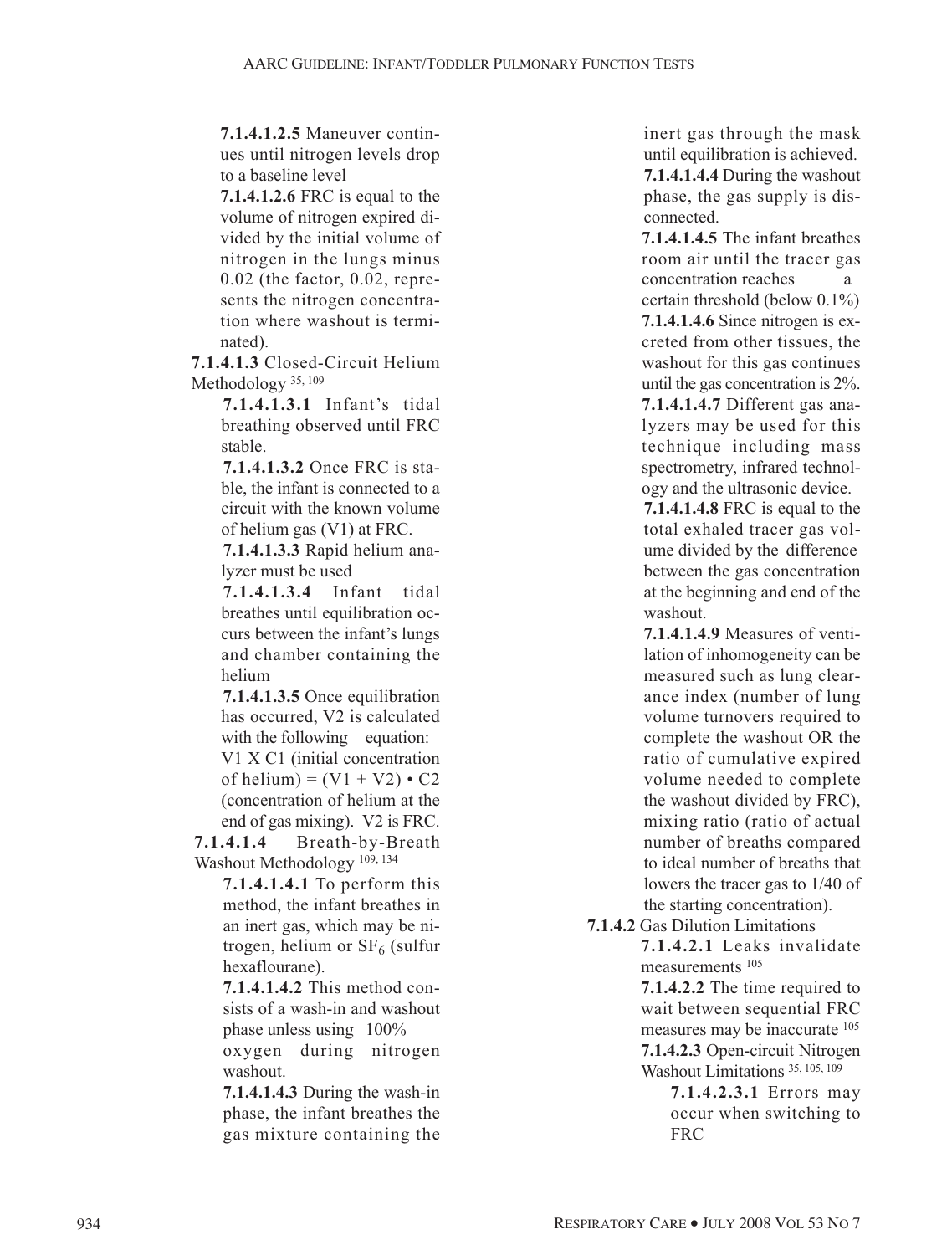**7.1.4.1.2.5** Maneuver continues until nitrogen levels drop to a baseline level

**7.1.4.1.2.6** FRC is equal to the volume of nitrogen expired divided by the initial volume of nitrogen in the lungs minus 0.02 (the factor, 0.02, represents the nitrogen concentration where washout is terminated).

**7.1.4.1.3** Closed-Circuit Helium Methodology [35, 109]

**7.1.4.1.3.1** Infant's tidal breathing observed until FRC stable.

**7.1.4.1.3.2** Once FRC is stable, the infant is connected to a circuit with the known volume of helium gas (V1) at FRC.

**7.1.4.1.3.3** Rapid helium analyzer must be used

**7.1.4.1.3.4** Infant tidal breathes until equilibration occurs between the infant's lungs and chamber containing the helium

**7.1.4.1.3.5** Once equilibration has occurred, V2 is calculated with the following equation: V1 X C1 (initial concentration of helium) = (V1 + V2) • C2 (concentration of helium at the end of gas mixing). V2 is FRC.

**7.1.4.1.4** Breath-by-Breath Washout Methodology [109, 134]

**7.1.4.1.4.1** To perform this method, the infant breathes in an inert gas, which may be nitrogen, helium or $SF_6$ (sulfur hexaflourane).

**7.1.4.1.4.2** This method consists of a wash-in and washout phase unless using 100% oxygen during nitrogen washout.

**7.1.4.1.4.3** During the wash-in phase, the infant breathes the gas mixture containing the inert gas through the mask until equilibration is achieved.

**7.1.4.1.4.4** During the washout phase, the gas supply is disconnected.

**7.1.4.1.4.5** The infant breathes room air until the tracer gas concentration reaches a certain threshold (below 0.1%)

**7.1.4.1.4.6** Since nitrogen is excreted from other tissues, the washout for this gas continues until the gas concentration is 2%.

**7.1.4.1.4.7** Different gas analyzers may be used for this technique including mass spectrometry, infrared technology and the ultrasonic device.

**7.1.4.1.4.8** FRC is equal to the total exhaled tracer gas volume divided by the difference between the gas concentration at the beginning and end of the washout.

**7.1.4.1.4.9** Measures of ventilation of inhomogeneity can be measured such as lung clearance index (number of lung volume turnovers required to complete the washout OR the ratio of cumulative expired volume needed to complete the washout divided by FRC), mixing ratio (ratio of actual number of breaths compared to ideal number of breaths that lowers the tracer gas to 1/40 of the starting concentration).

**7.1.4.2** Gas Dilution Limitations

**7.1.4.2.1** Leaks invalidate measurements [105]

**7.1.4.2.2** The time required to wait between sequential FRC measures may be inaccurate [105]

**7.1.4.2.3** Open-circuit Nitrogen Washout Limitations [35, 105, 109]

**7.1.4.2.3.1** Errors may occur when switching to FRC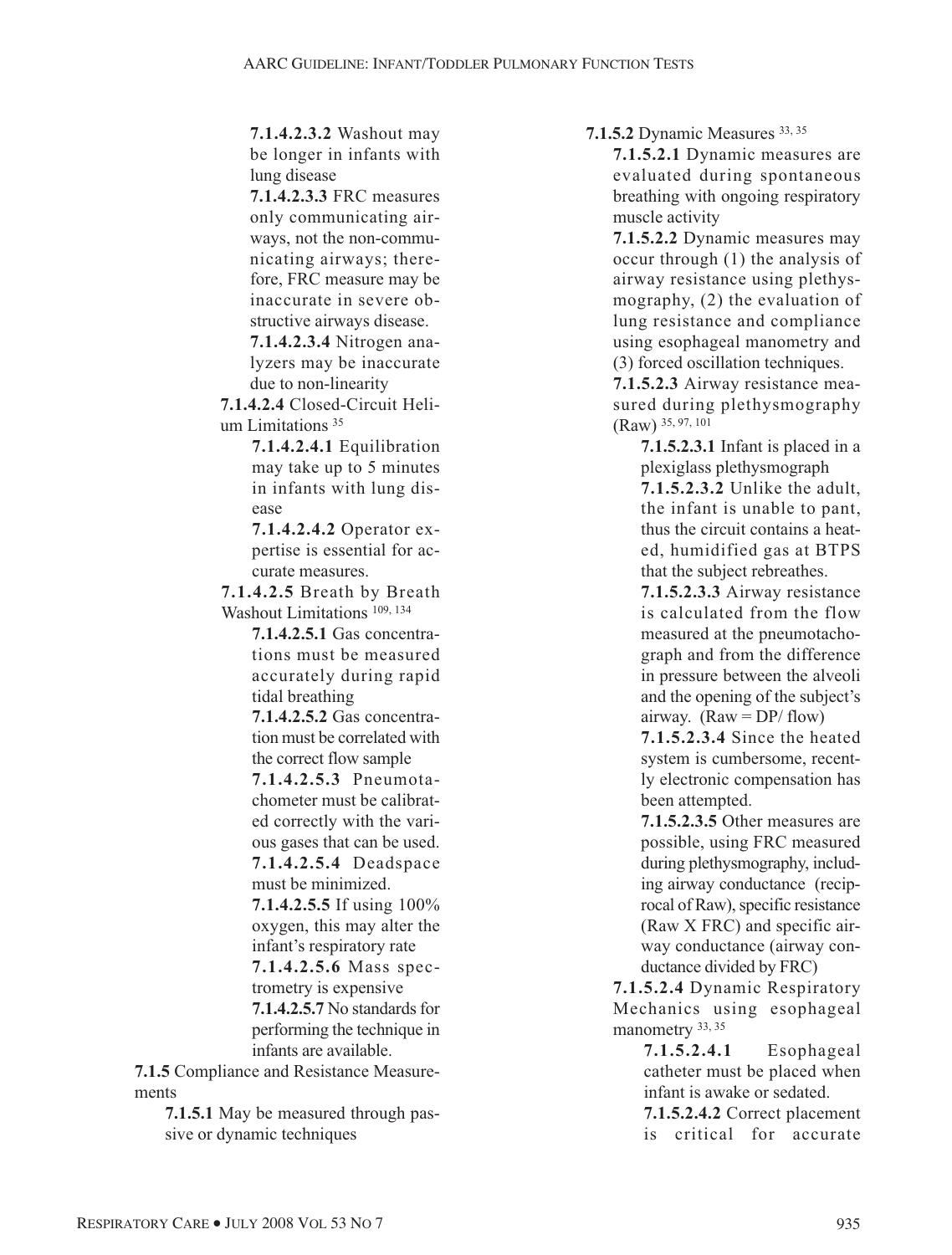**7.1.4.2.3.2** Washout may be longer in infants with lung disease

**7.1.4.2.3.3** FRC measures only communicating airways, not the non-communicating airways; therefore, FRC measure may be inaccurate in severe obstructive airways disease.

**7.1.4.2.3.4** Nitrogen analyzers may be inaccurate due to non-linearity

**7.1.4.2.4** Closed-Circuit Helium Limitations [35]

**7.1.4.2.4.1** Equilibration may take up to 5 minutes in infants with lung disease

**7.1.4.2.4.2** Operator expertise is essential for accurate measures.

**7.1.4.2.5** Breath by Breath Washout Limitations [109, 134]

**7.1.4.2.5.1** Gas concentrations must be measured accurately during rapid tidal breathing

**7.1.4.2.5.2** Gas concentration must be correlated with the correct flow sample

**7.1.4.2.5.3** Pneumotachometer must be calibrated correctly with the various gases that can be used.

**7.1.4.2.5.4** Deadspace must be minimized.

**7.1.4.2.5.5** If using 100% oxygen, this may alter the infant's respiratory rate

**7.1.4.2.5.6** Mass spectrometry is expensive

**7.1.4.2.5.7** No standards for performing the technique in infants are available.

**7.1.5** Compliance and Resistance Measurements

**7.1.5.1** May be measured through passive or dynamic techniques

**7.1.5.2** Dynamic Measures [33, 35]

**7.1.5.2.1** Dynamic measures are evaluated during spontaneous breathing with ongoing respiratory muscle activity

**7.1.5.2.2** Dynamic measures may occur through (1) the analysis of airway resistance using plethysmography, (2) the evaluation of lung resistance and compliance using esophageal manometry and (3) forced oscillation techniques.

**7.1.5.2.3** Airway resistance measured during plethysmography (Raw) [35, 97, 101]

**7.1.5.2.3.1** Infant is placed in a plexiglass plethysmograph

**7.1.5.2.3.2** Unlike the adult, the infant is unable to pant, thus the circuit contains a heated, humidified gas at BTPS that the subject rebreathes.

**7.1.5.2.3.3** Airway resistance is calculated from the flow measured at the pneumotachograph and from the difference in pressure between the alveoli and the opening of the subject's airway. (Raw = DP/ flow)

**7.1.5.2.3.4** Since the heated system is cumbersome, recently electronic compensation has been attempted.

**7.1.5.2.3.5** Other measures are possible, using FRC measured during plethysmography, including airway conductance (reciprocal of Raw), specific resistance (Raw X FRC) and specific airway conductance (airway conductance divided by FRC)

**7.1.5.2.4** Dynamic Respiratory Mechanics using esophageal manometry [33, 35]

**7.1.5.2.4.1** Esophageal catheter must be placed when infant is awake or sedated.

**7.1.5.2.4.2** Correct placement is critical for accurate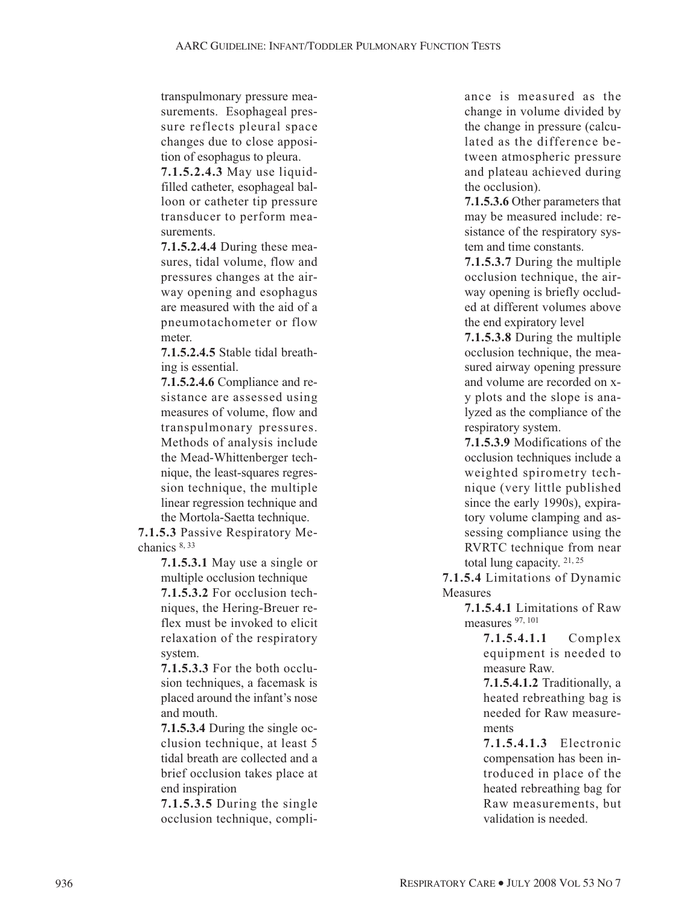transpulmonary pressure measurements. Esophageal pressure reflects pleural space changes due to close apposition of esophagus to pleura.

**7.1.5.2.4.3** May use liquid-filled catheter, esophageal balloon or catheter tip pressure transducer to perform measurements.

**7.1.5.2.4.4** During these measures, tidal volume, flow and pressures changes at the airway opening and esophagus are measured with the aid of a pneumotachometer or flow meter.

**7.1.5.2.4.5** Stable tidal breathing is essential.

**7.1.5.2.4.6** Compliance and resistance are assessed using measures of volume, flow and transpulmonary pressures. Methods of analysis include the Mead-Whittenberger technique, the least-squares regression technique, the multiple linear regression technique and the Mortola-Saetta technique.

**7.1.5.3** Passive Respiratory Mechanics [8, 33]

**7.1.5.3.1** May use a single or multiple occlusion technique

**7.1.5.3.2** For occlusion techniques, the Hering-Breuer reflex must be invoked to elicit relaxation of the respiratory system.

**7.1.5.3.3** For the both occlusion techniques, a facemask is placed around the infant's nose and mouth.

**7.1.5.3.4** During the single occlusion technique, at least 5 tidal breath are collected and a brief occlusion takes place at end inspiration

**7.1.5.3.5** During the single occlusion technique, compliance is measured as the change in volume divided by the change in pressure (calculated as the difference between atmospheric pressure and plateau achieved during the occlusion).

**7.1.5.3.6** Other parameters that may be measured include: resistance of the respiratory system and time constants.

**7.1.5.3.7** During the multiple occlusion technique, the airway opening is briefly occluded at different volumes above the end expiratory level

**7.1.5.3.8** During the multiple occlusion technique, the measured airway opening pressure and volume are recorded on x-y plots and the slope is analyzed as the compliance of the respiratory system.

**7.1.5.3.9** Modifications of the occlusion techniques include a weighted spirometry technique (very little published since the early 1990s), expiratory volume clamping and assessing compliance using the RVRTC technique from near total lung capacity. [21, 25]

**7.1.5.4** Limitations of Dynamic Measures

**7.1.5.4.1** Limitations of Raw measures [97, 101]

**7.1.5.4.1.1** Complex equipment is needed to measure Raw.

**7.1.5.4.1.2** Traditionally, a heated rebreathing bag is needed for Raw measurements

**7.1.5.4.1.3** Electronic compensation has been introduced in place of the heated rebreathing bag for Raw measurements, but validation is needed.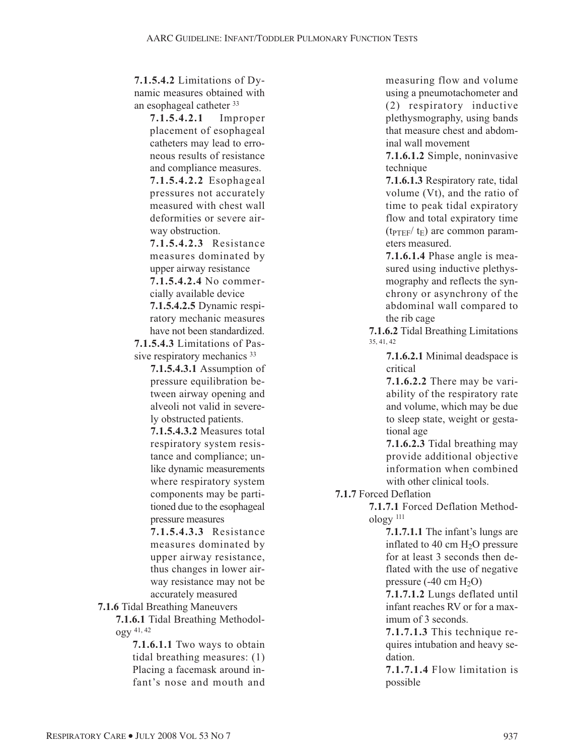**7.1.5.4.2** Limitations of Dynamic measures obtained with an esophageal catheter [33]

**7.1.5.4.2.1** Improper placement of esophageal catheters may lead to erroneous results of resistance and compliance measures.

**7.1.5.4.2.2** Esophageal pressures not accurately measured with chest wall deformities or severe airway obstruction.

**7.1.5.4.2.3** Resistance measures dominated by upper airway resistance

**7.1.5.4.2.4** No commercially available device

**7.1.5.4.2.5** Dynamic respiratory mechanic measures have not been standardized.

**7.1.5.4.3** Limitations of Passive respiratory mechanics [33]

**7.1.5.4.3.1** Assumption of pressure equilibration between airway opening and alveoli not valid in severely obstructed patients.

**7.1.5.4.3.2** Measures total respiratory system resistance and compliance; unlike dynamic measurements where respiratory system components may be partitioned due to the esophageal pressure measures

**7.1.5.4.3.3** Resistance measures dominated by upper airway resistance, thus changes in lower airway resistance may not be accurately measured

**7.1.6** Tidal Breathing Maneuvers

**7.1.6.1** Tidal Breathing Methodology [41, 42]

**7.1.6.1.1** Two ways to obtain tidal breathing measures: (1) Placing a facemask around infant's nose and mouth and measuring flow and volume using a pneumotachometer and (2) respiratory inductive plethysmography, using bands that measure chest and abdominal wall movement

**7.1.6.1.2** Simple, noninvasive technique

**7.1.6.1.3** Respiratory rate, tidal volume (Vt), and the ratio of time to peak tidal expiratory flow and total expiratory time ($t_{PTEF}/t_E$) are common parameters measured.

**7.1.6.1.4** Phase angle is measured using inductive plethysmography and reflects the synchrony or asynchrony of the abdominal wall compared to the rib cage

**7.1.6.2** Tidal Breathing Limitations [35, 41, 42]

**7.1.6.2.1** Minimal deadspace is critical

**7.1.6.2.2** There may be variability of the respiratory rate and volume, which may be due to sleep state, weight or gestational age

**7.1.6.2.3** Tidal breathing may provide additional objective information when combined with other clinical tools.

**7.1.7** Forced Deflation

**7.1.7.1** Forced Deflation Methodology [111]

**7.1.7.1.1** The infant's lungs are inflated to 40 cm $H_2O$ pressure for at least 3 seconds then deflated with the use of negative pressure (-40 cm $H_2O$)

**7.1.7.1.2** Lungs deflated until infant reaches RV or for a maximum of 3 seconds.

**7.1.7.1.3** This technique requires intubation and heavy sedation.

**7.1.7.1.4** Flow limitation is possible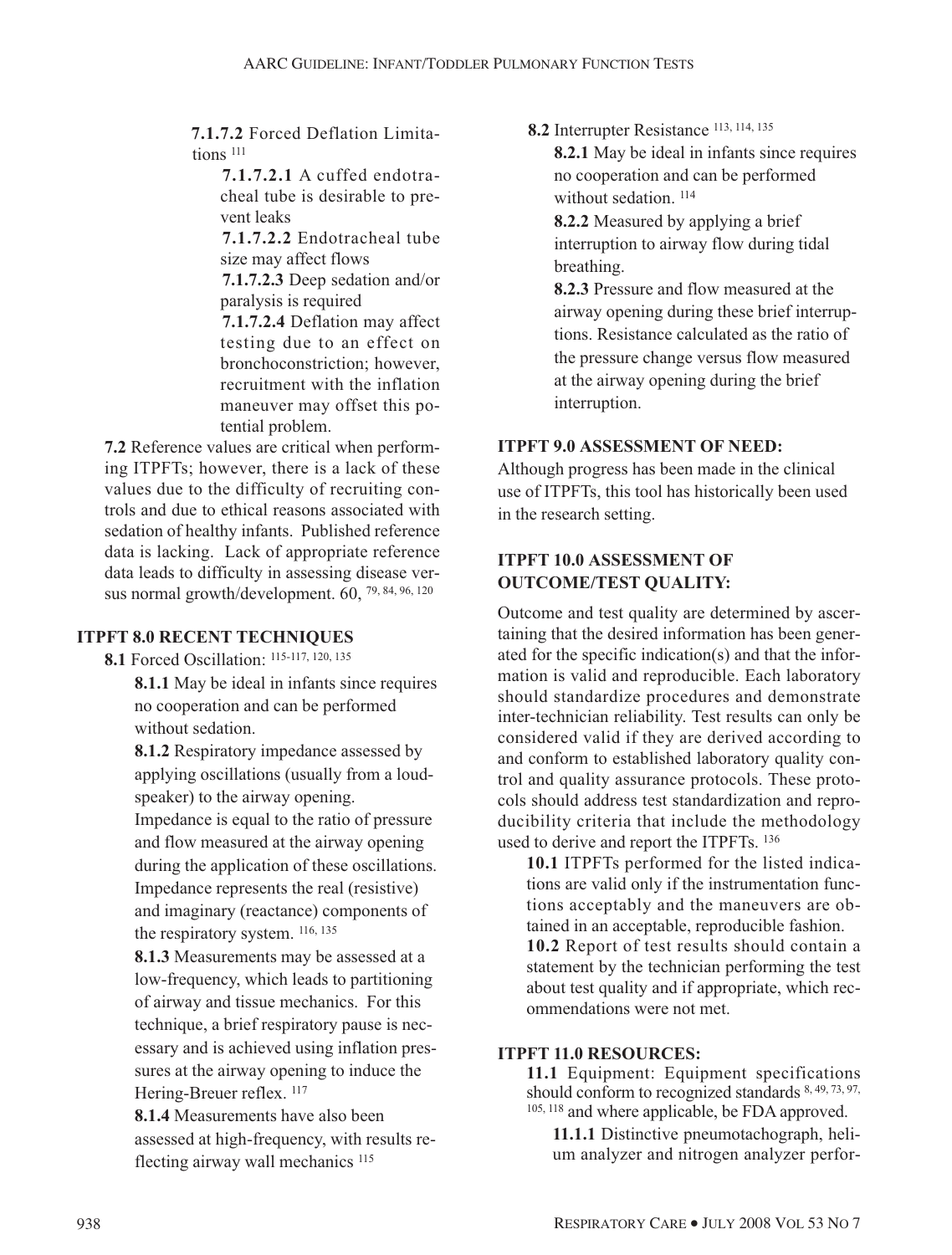7.1.7.2 Forced Deflation Limitations [111]

7.1.7.2.1 A cuffed endotracheal tube is desirable to prevent leaks

7.1.7.2.2 Endotracheal tube size may affect flows

7.1.7.2.3 Deep sedation and/or paralysis is required

7.1.7.2.4 Deflation may affect testing due to an effect on bronchoconstriction; however, recruitment with the inflation maneuver may offset this potential problem.

**7.2** Reference values are critical when performing ITPFTs; however, there is a lack of these values due to the difficulty of recruiting controls and due to ethical reasons associated with sedation of healthy infants. Published reference data is lacking. Lack of appropriate reference data leads to difficulty in assessing disease versus normal growth/development. 60, [79, 84, 96, 120]

## ITPFT 8.0 RECENT TECHNIQUES

**8.1** Forced Oscillation: [115-117, 120, 135]

**8.1.1** May be ideal in infants since requires no cooperation and can be performed without sedation.

**8.1.2** Respiratory impedance assessed by applying oscillations (usually from a loudspeaker) to the airway opening. Impedance is equal to the ratio of pressure and flow measured at the airway opening during the application of these oscillations. Impedance represents the real (resistive) and imaginary (reactance) components of the respiratory system. [116, 135]

**8.1.3** Measurements may be assessed at a low-frequency, which leads to partitioning of airway and tissue mechanics. For this technique, a brief respiratory pause is necessary and is achieved using inflation pressures at the airway opening to induce the Hering-Breuer reflex. [117]

**8.1.4** Measurements have also been assessed at high-frequency, with results reflecting airway wall mechanics [115]

**8.2** Interrupter Resistance [113, 114, 135]

**8.2.1** May be ideal in infants since requires no cooperation and can be performed without sedation. [114]

**8.2.2** Measured by applying a brief interruption to airway flow during tidal breathing.

**8.2.3** Pressure and flow measured at the airway opening during these brief interruptions. Resistance calculated as the ratio of the pressure change versus flow measured at the airway opening during the brief interruption.

## ITPFT 9.0 ASSESSMENT OF NEED:

Although progress has been made in the clinical use of ITPFTs, this tool has historically been used in the research setting.

## ITPFT 10.0 ASSESSMENT OF OUTCOME/TEST QUALITY:

Outcome and test quality are determined by ascertaining that the desired information has been generated for the specific indication(s) and that the information is valid and reproducible. Each laboratory should standardize procedures and demonstrate inter-technician reliability. Test results can only be considered valid if they are derived according to and conform to established laboratory quality control and quality assurance protocols. These protocols should address test standardization and reproducibility criteria that include the methodology used to derive and report the ITPFTs. [136]

**10.1** ITPFTs performed for the listed indications are valid only if the instrumentation functions acceptably and the maneuvers are obtained in an acceptable, reproducible fashion.

**10.2** Report of test results should contain a statement by the technician performing the test about test quality and if appropriate, which recommendations were not met.

## ITPFT 11.0 RESOURCES:

**11.1** Equipment: Equipment specifications should conform to recognized standards [8, 49, 73, 97, 105, 118] and where applicable, be FDA approved.

**11.1.1** Distinctive pneumotachograph, helium analyzer and nitrogen analyzer perfor-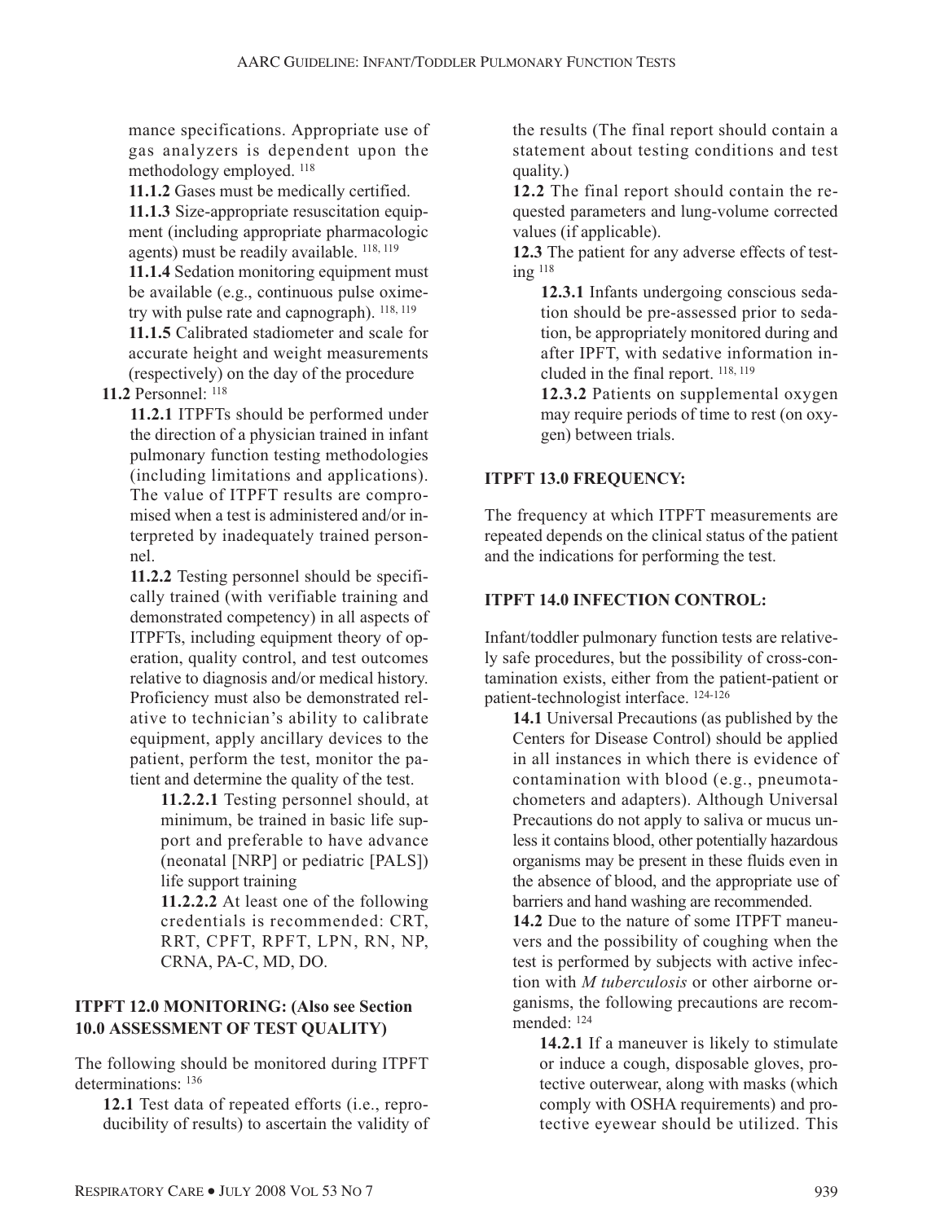mance specifications. Appropriate use of gas analyzers is dependent upon the methodology employed. [118]

**11.1.2** Gases must be medically certified.

**11.1.3** Size-appropriate resuscitation equipment (including appropriate pharmacologic agents) must be readily available. [118, 119]

**11.1.4** Sedation monitoring equipment must be available (e.g., continuous pulse oximetry with pulse rate and capnograph). [118, 119]

**11.1.5** Calibrated stadiometer and scale for accurate height and weight measurements (respectively) on the day of the procedure

**11.2** Personnel: [118]

**11.2.1** ITPFTs should be performed under the direction of a physician trained in infant pulmonary function testing methodologies (including limitations and applications). The value of ITPFT results are compromised when a test is administered and/or interpreted by inadequately trained personnel.

**11.2.2** Testing personnel should be specifically trained (with verifiable training and demonstrated competency) in all aspects of ITPFTs, including equipment theory of operation, quality control, and test outcomes relative to diagnosis and/or medical history. Proficiency must also be demonstrated relative to technician's ability to calibrate equipment, apply ancillary devices to the patient, perform the test, monitor the patient and determine the quality of the test.

**11.2.2.1** Testing personnel should, at minimum, be trained in basic life support and preferable to have advance (neonatal [NRP] or pediatric [PALS]) life support training

**11.2.2.2** At least one of the following credentials is recommended: CRT, RRT, CPFT, RPFT, LPN, RN, NP, CRNA, PA-C, MD, DO.

## ITPFT 12.0 MONITORING: (Also see Section 10.0 ASSESSMENT OF TEST QUALITY)

The following should be monitored during ITPFT determinations: [136]

**12.1** Test data of repeated efforts (i.e., reproducibility of results) to ascertain the validity of the results (The final report should contain a statement about testing conditions and test quality.)

**12.2** The final report should contain the requested parameters and lung-volume corrected values (if applicable).

**12.3** The patient for any adverse effects of testing [118]

**12.3.1** Infants undergoing conscious sedation should be pre-assessed prior to sedation, be appropriately monitored during and after IPFT, with sedative information included in the final report. [118, 119]

**12.3.2** Patients on supplemental oxygen may require periods of time to rest (on oxygen) between trials.

## ITPFT 13.0 FREQUENCY:

The frequency at which ITPFT measurements are repeated depends on the clinical status of the patient and the indications for performing the test.

## ITPFT 14.0 INFECTION CONTROL:

Infant/toddler pulmonary function tests are relatively safe procedures, but the possibility of cross-contamination exists, either from the patient-patient or patient-technologist interface. [124-126]

**14.1** Universal Precautions (as published by the Centers for Disease Control) should be applied in all instances in which there is evidence of contamination with blood (e.g., pneumotachometers and adapters). Although Universal Precautions do not apply to saliva or mucus unless it contains blood, other potentially hazardous organisms may be present in these fluids even in the absence of blood, and the appropriate use of barriers and hand washing are recommended.

**14.2** Due to the nature of some ITPFT maneuvers and the possibility of coughing when the test is performed by subjects with active infection with *M tuberculosis* or other airborne organisms, the following precautions are recommended: [124]

**14.2.1** If a maneuver is likely to stimulate or induce a cough, disposable gloves, protective outerwear, along with masks (which comply with OSHA requirements) and protective eyewear should be utilized. This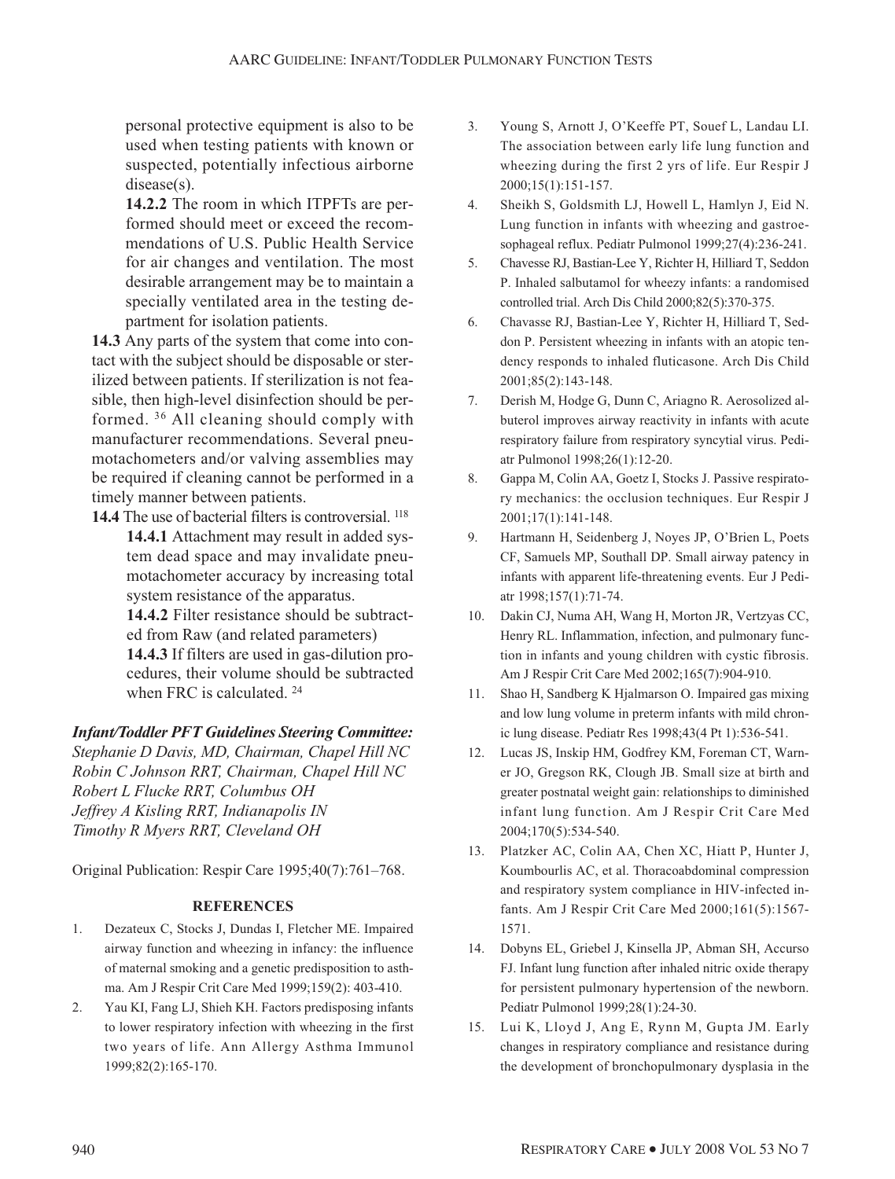personal protective equipment is also to be used when testing patients with known or suspected, potentially infectious airborne disease(s).

**14.2.2** The room in which ITPFTs are performed should meet or exceed the recommendations of U.S. Public Health Service for air changes and ventilation. The most desirable arrangement may be to maintain a specially ventilated area in the testing department for isolation patients.

**14.3** Any parts of the system that come into contact with the subject should be disposable or sterilized between patients. If sterilization is not feasible, then high-level disinfection should be performed. [36] All cleaning should comply with manufacturer recommendations. Several pneumotachometers and/or valving assemblies may be required if cleaning cannot be performed in a timely manner between patients.

**14.4** The use of bacterial filters is controversial. [118]

**14.4.1** Attachment may result in added system dead space and may invalidate pneumotachometer accuracy by increasing total system resistance of the apparatus.

**14.4.2** Filter resistance should be subtracted from Raw (and related parameters)

**14.4.3** If filters are used in gas-dilution procedures, their volume should be subtracted when FRC is calculated. [24]

***Infant/Toddler PFT Guidelines Steering Committee:***

*Stephanie D Davis, MD, Chairman, Chapel Hill NC*
*Robin C Johnson RRT, Chairman, Chapel Hill NC*
*Robert L Flucke RRT, Columbus OH*
*Jeffrey A Kisling RRT, Indianapolis IN*
*Timothy R Myers RRT, Cleveland OH*

Original Publication: Respir Care 1995;40(7):761–768.

## REFERENCES

1. Dezateux C, Stocks J, Dundas I, Fletcher ME. Impaired airway function and wheezing in infancy: the influence of maternal smoking and a genetic predisposition to asthma. Am J Respir Crit Care Med 1999;159(2): 403-410.
2. Yau KI, Fang LJ, Shieh KH. Factors predisposing infants to lower respiratory infection with wheezing in the first two years of life. Ann Allergy Asthma Immunol 1999;82(2):165-170.
3. Young S, Arnott J, O'Keeffe PT, Souef L, Landau LI. The association between early life lung function and wheezing during the first 2 yrs of life. Eur Respir J 2000;15(1):151-157.
4. Sheikh S, Goldsmith LJ, Howell L, Hamlyn J, Eid N. Lung function in infants with wheezing and gastroesophageal reflux. Pediatr Pulmonol 1999;27(4):236-241.
5. Chavesse RJ, Bastian-Lee Y, Richter H, Hilliard T, Seddon P. Inhaled salbutamol for wheezy infants: a randomised controlled trial. Arch Dis Child 2000;82(5):370-375.
6. Chavasse RJ, Bastian-Lee Y, Richter H, Hilliard T, Seddon P. Persistent wheezing in infants with an atopic tendency responds to inhaled fluticasone. Arch Dis Child 2001;85(2):143-148.
7. Derish M, Hodge G, Dunn C, Ariagno R. Aerosolized albuterol improves airway reactivity in infants with acute respiratory failure from respiratory syncytial virus. Pediatr Pulmonol 1998;26(1):12-20.
8. Gappa M, Colin AA, Goetz I, Stocks J. Passive respiratory mechanics: the occlusion techniques. Eur Respir J 2001;17(1):141-148.
9. Hartmann H, Seidenberg J, Noyes JP, O'Brien L, Poets CF, Samuels MP, Southall DP. Small airway patency in infants with apparent life-threatening events. Eur J Pediatr 1998;157(1):71-74.
10. Dakin CJ, Numa AH, Wang H, Morton JR, Vertzyas CC, Henry RL. Inflammation, infection, and pulmonary function in infants and young children with cystic fibrosis. Am J Respir Crit Care Med 2002;165(7):904-910.
11. Shao H, Sandberg K Hjalmarson O. Impaired gas mixing and low lung volume in preterm infants with mild chronic lung disease. Pediatr Res 1998;43(4 Pt 1):536-541.
12. Lucas JS, Inskip HM, Godfrey KM, Foreman CT, Warner JO, Gregson RK, Clough JB. Small size at birth and greater postnatal weight gain: relationships to diminished infant lung function. Am J Respir Crit Care Med 2004;170(5):534-540.
13. Platzker AC, Colin AA, Chen XC, Hiatt P, Hunter J, Koumbourlis AC, et al. Thoracoabdominal compression and respiratory system compliance in HIV-infected infants. Am J Respir Crit Care Med 2000;161(5):1567-1571.
14. Dobyns EL, Griebel J, Kinsella JP, Abman SH, Accurso FJ. Infant lung function after inhaled nitric oxide therapy for persistent pulmonary hypertension of the newborn. Pediatr Pulmonol 1999;28(1):24-30.
15. Lui K, Lloyd J, Ang E, Rynn M, Gupta JM. Early changes in respiratory compliance and resistance during the development of bronchopulmonary dysplasia in the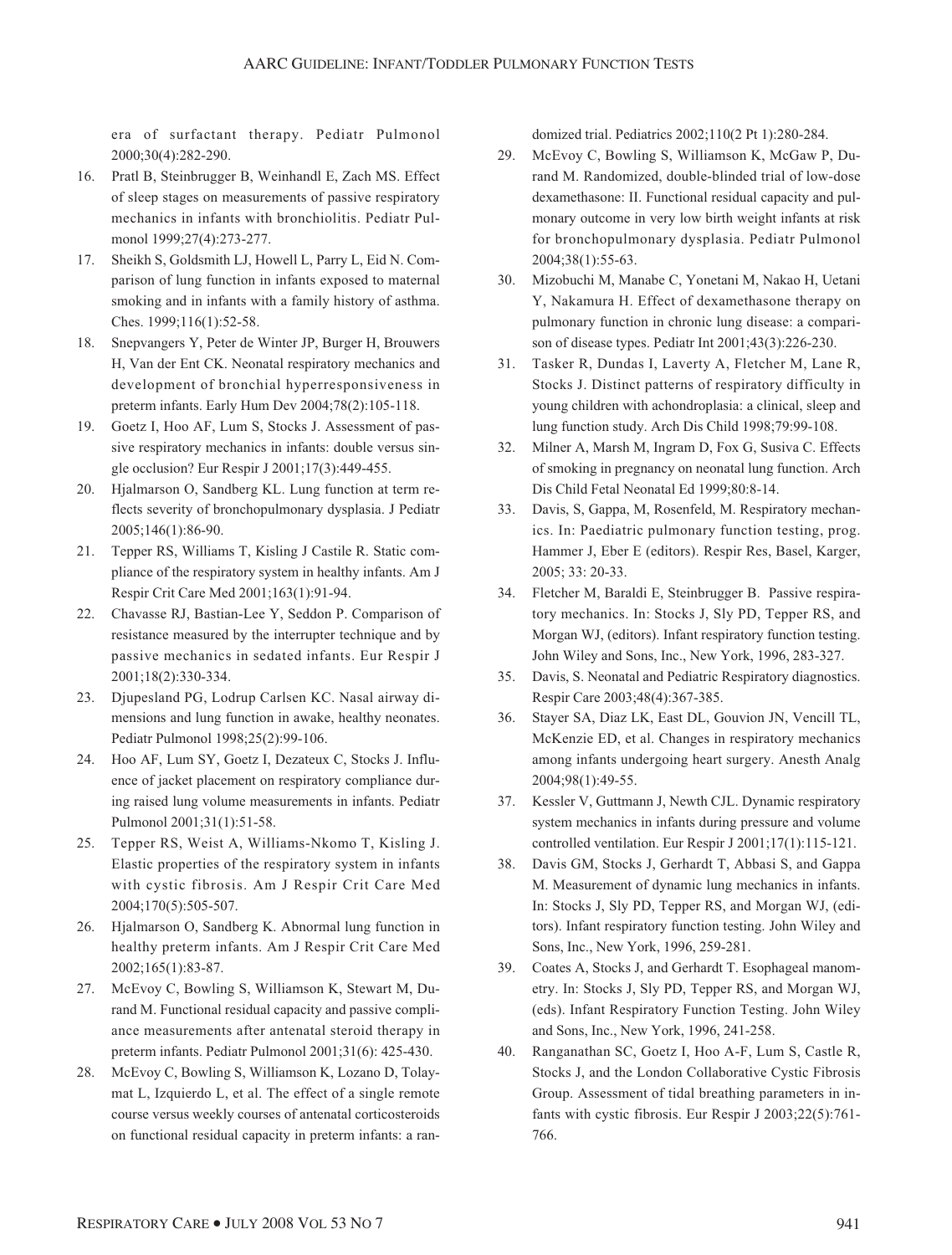era of surfactant therapy. Pediatr Pulmonol 2000;30(4):282-290.

16. Pratl B, Steinbrugger B, Weinhandl E, Zach MS. Effect of sleep stages on measurements of passive respiratory mechanics in infants with bronchiolitis. Pediatr Pulmonol 1999;27(4):273-277.
17. Sheikh S, Goldsmith LJ, Howell L, Parry L, Eid N. Comparison of lung function in infants exposed to maternal smoking and in infants with a family history of asthma. Ches. 1999;116(1):52-58.
18. Snepvangers Y, Peter de Winter JP, Burger H, Brouwers H, Van der Ent CK. Neonatal respiratory mechanics and development of bronchial hyperresponsiveness in preterm infants. Early Hum Dev 2004;78(2):105-118.
19. Goetz I, Hoo AF, Lum S, Stocks J. Assessment of passive respiratory mechanics in infants: double versus single occlusion? Eur Respir J 2001;17(3):449-455.
20. Hjalmarson O, Sandberg KL. Lung function at term reflects severity of bronchopulmonary dysplasia. J Pediatr 2005;146(1):86-90.
21. Tepper RS, Williams T, Kisling J Castile R. Static compliance of the respiratory system in healthy infants. Am J Respir Crit Care Med 2001;163(1):91-94.
22. Chavasse RJ, Bastian-Lee Y, Seddon P. Comparison of resistance measured by the interrupter technique and by passive mechanics in sedated infants. Eur Respir J 2001;18(2):330-334.
23. Djupesland PG, Lodrup Carlsen KC. Nasal airway dimensions and lung function in awake, healthy neonates. Pediatr Pulmonol 1998;25(2):99-106.
24. Hoo AF, Lum SY, Goetz I, Dezateux C, Stocks J. Influence of jacket placement on respiratory compliance during raised lung volume measurements in infants. Pediatr Pulmonol 2001;31(1):51-58.
25. Tepper RS, Weist A, Williams-Nkomo T, Kisling J. Elastic properties of the respiratory system in infants with cystic fibrosis. Am J Respir Crit Care Med 2004;170(5):505-507.
26. Hjalmarson O, Sandberg K. Abnormal lung function in healthy preterm infants. Am J Respir Crit Care Med 2002;165(1):83-87.
27. McEvoy C, Bowling S, Williamson K, Stewart M, Durand M. Functional residual capacity and passive compliance measurements after antenatal steroid therapy in preterm infants. Pediatr Pulmonol 2001;31(6): 425-430.
28. McEvoy C, Bowling S, Williamson K, Lozano D, Tolaymat L, Izquierdo L, et al. The effect of a single remote course versus weekly courses of antenatal corticosteroids on functional residual capacity in preterm infants: a randomized trial. Pediatrics 2002;110(2 Pt 1):280-284.
29. McEvoy C, Bowling S, Williamson K, McGaw P, Durand M. Randomized, double-blinded trial of low-dose dexamethasone: II. Functional residual capacity and pulmonary outcome in very low birth weight infants at risk for bronchopulmonary dysplasia. Pediatr Pulmonol 2004;38(1):55-63.
30. Mizobuchi M, Manabe C, Yonetani M, Nakao H, Uetani Y, Nakamura H. Effect of dexamethasone therapy on pulmonary function in chronic lung disease: a comparison of disease types. Pediatr Int 2001;43(3):226-230.
31. Tasker R, Dundas I, Laverty A, Fletcher M, Lane R, Stocks J. Distinct patterns of respiratory difficulty in young children with achondroplasia: a clinical, sleep and lung function study. Arch Dis Child 1998;79:99-108.
32. Milner A, Marsh M, Ingram D, Fox G, Susiva C. Effects of smoking in pregnancy on neonatal lung function. Arch Dis Child Fetal Neonatal Ed 1999;80:8-14.
33. Davis, S, Gappa, M, Rosenfeld, M. Respiratory mechanics. In: Paediatric pulmonary function testing, prog. Hammer J, Eber E (editors). Respir Res, Basel, Karger, 2005; 33: 20-33.
34. Fletcher M, Baraldi E, Steinbrugger B. Passive respiratory mechanics. In: Stocks J, Sly PD, Tepper RS, and Morgan WJ, (editors). Infant respiratory function testing. John Wiley and Sons, Inc., New York, 1996, 283-327.
35. Davis, S. Neonatal and Pediatric Respiratory diagnostics. Respir Care 2003;48(4):367-385.
36. Stayer SA, Diaz LK, East DL, Gouvion JN, Vencill TL, McKenzie ED, et al. Changes in respiratory mechanics among infants undergoing heart surgery. Anesth Analg 2004;98(1):49-55.
37. Kessler V, Guttmann J, Newth CJL. Dynamic respiratory system mechanics in infants during pressure and volume controlled ventilation. Eur Respir J 2001;17(1):115-121.
38. Davis GM, Stocks J, Gerhardt T, Abbasi S, and Gappa M. Measurement of dynamic lung mechanics in infants. In: Stocks J, Sly PD, Tepper RS, and Morgan WJ, (editors). Infant respiratory function testing. John Wiley and Sons, Inc., New York, 1996, 259-281.
39. Coates A, Stocks J, and Gerhardt T. Esophageal manometry. In: Stocks J, Sly PD, Tepper RS, and Morgan WJ, (eds). Infant Respiratory Function Testing. John Wiley and Sons, Inc., New York, 1996, 241-258.
40. Ranganathan SC, Goetz I, Hoo A-F, Lum S, Castle R, Stocks J, and the London Collaborative Cystic Fibrosis Group. Assessment of tidal breathing parameters in infants with cystic fibrosis. Eur Respir J 2003;22(5):761-766.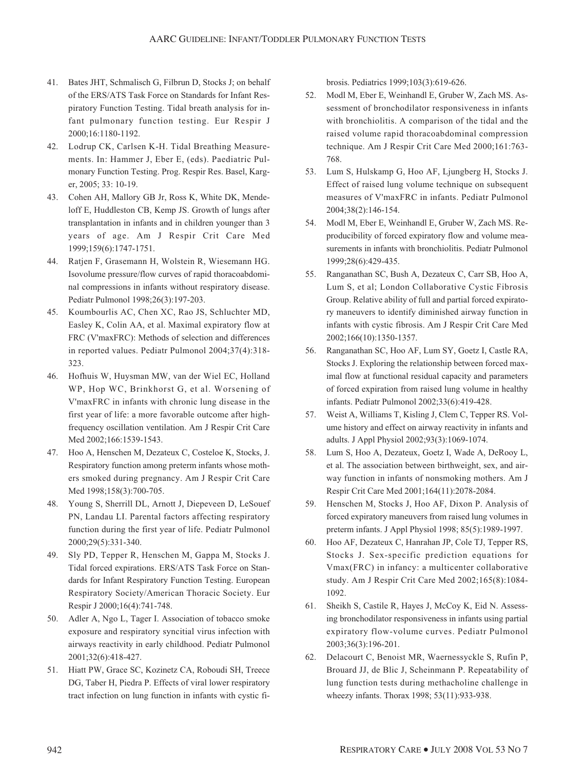41. Bates JHT, Schmalisch G, Filbrun D, Stocks J; on behalf of the ERS/ATS Task Force on Standards for Infant Respiratory Function Testing. Tidal breath analysis for infant pulmonary function testing. Eur Respir J 2000;16:1180-1192.
42. Lodrup CK, Carlsen K-H. Tidal Breathing Measurements. In: Hammer J, Eber E, (eds). Paediatric Pulmonary Function Testing. Prog. Respir Res. Basel, Karger, 2005; 33: 10-19.
43. Cohen AH, Mallory GB Jr, Ross K, White DK, Mendeloff E, Huddleston CB, Kemp JS. Growth of lungs after transplantation in infants and in children younger than 3 years of age. Am J Respir Crit Care Med 1999;159(6):1747-1751.
44. Ratjen F, Grasemann H, Wolstein R, Wiesemann HG. Isovolume pressure/flow curves of rapid thoracoabdominal compressions in infants without respiratory disease. Pediatr Pulmonol 1998;26(3):197-203.
45. Koumbourlis AC, Chen XC, Rao JS, Schluchter MD, Easley K, Colin AA, et al. Maximal expiratory flow at FRC (V'maxFRC): Methods of selection and differences in reported values. Pediatr Pulmonol 2004;37(4):318-323.
46. Hofhuis W, Huysman MW, van der Wiel EC, Holland WP, Hop WC, Brinkhorst G, et al. Worsening of V'maxFRC in infants with chronic lung disease in the first year of life: a more favorable outcome after high-frequency oscillation ventilation. Am J Respir Crit Care Med 2002;166:1539-1543.
47. Hoo A, Henschen M, Dezateux C, Costeloe K, Stocks, J. Respiratory function among preterm infants whose mothers smoked during pregnancy. Am J Respir Crit Care Med 1998;158(3):700-705.
48. Young S, Sherrill DL, Arnott J, Diepeveen D, LeSouef PN, Landau LI. Parental factors affecting respiratory function during the first year of life. Pediatr Pulmonol 2000;29(5):331-340.
49. Sly PD, Tepper R, Henschen M, Gappa M, Stocks J. Tidal forced expirations. ERS/ATS Task Force on Standards for Infant Respiratory Function Testing. European Respiratory Society/American Thoracic Society. Eur Respir J 2000;16(4):741-748.
50. Adler A, Ngo L, Tager I. Association of tobacco smoke exposure and respiratory syncitial virus infection with airways reactivity in early childhood. Pediatr Pulmonol 2001;32(6):418-427.
51. Hiatt PW, Grace SC, Kozinetz CA, Roboudi SH, Treece DG, Taber H, Piedra P. Effects of viral lower respiratory tract infection on lung function in infants with cystic fibrosis. Pediatrics 1999;103(3):619-626.
52. Modl M, Eber E, Weinhandl E, Gruber W, Zach MS. Assessment of bronchodilator responsiveness in infants with bronchiolitis. A comparison of the tidal and the raised volume rapid thoracoabdominal compression technique. Am J Respir Crit Care Med 2000;161:763-768.
53. Lum S, Hulskamp G, Hoo AF, Ljungberg H, Stocks J. Effect of raised lung volume technique on subsequent measures of V'maxFRC in infants. Pediatr Pulmonol 2004;38(2):146-154.
54. Modl M, Eber E, Weinhandl E, Gruber W, Zach MS. Reproducibility of forced expiratory flow and volume measurements in infants with bronchiolitis. Pediatr Pulmonol 1999;28(6):429-435.
55. Ranganathan SC, Bush A, Dezateux C, Carr SB, Hoo A, Lum S, et al; London Collaborative Cystic Fibrosis Group. Relative ability of full and partial forced expiratory maneuvers to identify diminished airway function in infants with cystic fibrosis. Am J Respir Crit Care Med 2002;166(10):1350-1357.
56. Ranganathan SC, Hoo AF, Lum SY, Goetz I, Castle RA, Stocks J. Exploring the relationship between forced maximal flow at functional residual capacity and parameters of forced expiration from raised lung volume in healthy infants. Pediatr Pulmonol 2002;33(6):419-428.
57. Weist A, Williams T, Kisling J, Clem C, Tepper RS. Volume history and effect on airway reactivity in infants and adults. J Appl Physiol 2002;93(3):1069-1074.
58. Lum S, Hoo A, Dezateux, Goetz I, Wade A, DeRooy L, et al. The association between birthweight, sex, and airway function in infants of nonsmoking mothers. Am J Respir Crit Care Med 2001;164(11):2078-2084.
59. Henschen M, Stocks J, Hoo AF, Dixon P. Analysis of forced expiratory maneuvers from raised lung volumes in preterm infants. J Appl Physiol 1998; 85(5):1989-1997.
60. Hoo AF, Dezateux C, Hanrahan JP, Cole TJ, Tepper RS, Stocks J. Sex-specific prediction equations for Vmax(FRC) in infancy: a multicenter collaborative study. Am J Respir Crit Care Med 2002;165(8):1084-1092.
61. Sheikh S, Castile R, Hayes J, McCoy K, Eid N. Assessing bronchodilator responsiveness in infants using partial expiratory flow-volume curves. Pediatr Pulmonol 2003;36(3):196-201.
62. Delacourt C, Benoist MR, Waernessyckle S, Rufin P, Brouard JJ, de Blic J, Scheinmann P. Repeatability of lung function tests during methacholine challenge in wheezy infants. Thorax 1998; 53(11):933-938.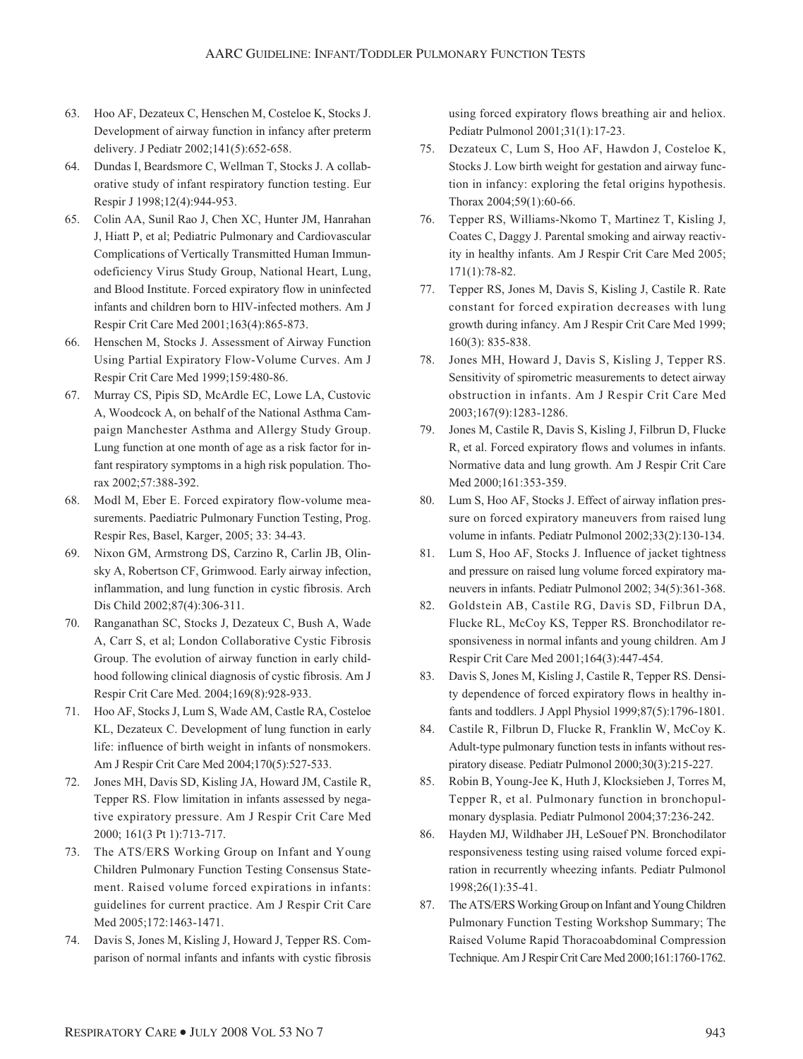63. Hoo AF, Dezateux C, Henschen M, Costeloe K, Stocks J. Development of airway function in infancy after preterm delivery. J Pediatr 2002;141(5):652-658.
64. Dundas I, Beardsmore C, Wellman T, Stocks J. A collaborative study of infant respiratory function testing. Eur Respir J 1998;12(4):944-953.
65. Colin AA, Sunil Rao J, Chen XC, Hunter JM, Hanrahan J, Hiatt P, et al; Pediatric Pulmonary and Cardiovascular Complications of Vertically Transmitted Human Immunodeficiency Virus Study Group, National Heart, Lung, and Blood Institute. Forced expiratory flow in uninfected infants and children born to HIV-infected mothers. Am J Respir Crit Care Med 2001;163(4):865-873.
66. Henschen M, Stocks J. Assessment of Airway Function Using Partial Expiratory Flow-Volume Curves. Am J Respir Crit Care Med 1999;159:480-86.
67. Murray CS, Pipis SD, McArdle EC, Lowe LA, Custovic A, Woodcock A, on behalf of the National Asthma Campaign Manchester Asthma and Allergy Study Group. Lung function at one month of age as a risk factor for infant respiratory symptoms in a high risk population. Thorax 2002;57:388-392.
68. Modl M, Eber E. Forced expiratory flow-volume measurements. Paediatric Pulmonary Function Testing, Prog. Respir Res, Basel, Karger, 2005; 33: 34-43.
69. Nixon GM, Armstrong DS, Carzino R, Carlin JB, Olinsky A, Robertson CF, Grimwood. Early airway infection, inflammation, and lung function in cystic fibrosis. Arch Dis Child 2002;87(4):306-311.
70. Ranganathan SC, Stocks J, Dezateux C, Bush A, Wade A, Carr S, et al; London Collaborative Cystic Fibrosis Group. The evolution of airway function in early childhood following clinical diagnosis of cystic fibrosis. Am J Respir Crit Care Med. 2004;169(8):928-933.
71. Hoo AF, Stocks J, Lum S, Wade AM, Castle RA, Costeloe KL, Dezateux C. Development of lung function in early life: influence of birth weight in infants of nonsmokers. Am J Respir Crit Care Med 2004;170(5):527-533.
72. Jones MH, Davis SD, Kisling JA, Howard JM, Castile R, Tepper RS. Flow limitation in infants assessed by negative expiratory pressure. Am J Respir Crit Care Med 2000; 161(3 Pt 1):713-717.
73. The ATS/ERS Working Group on Infant and Young Children Pulmonary Function Testing Consensus Statement. Raised volume forced expirations in infants: guidelines for current practice. Am J Respir Crit Care Med 2005;172:1463-1471.
74. Davis S, Jones M, Kisling J, Howard J, Tepper RS. Comparison of normal infants and infants with cystic fibrosis using forced expiratory flows breathing air and heliox. Pediatr Pulmonol 2001;31(1):17-23.
75. Dezateux C, Lum S, Hoo AF, Hawdon J, Costeloe K, Stocks J. Low birth weight for gestation and airway function in infancy: exploring the fetal origins hypothesis. Thorax 2004;59(1):60-66.
76. Tepper RS, Williams-Nkomo T, Martinez T, Kisling J, Coates C, Daggy J. Parental smoking and airway reactivity in healthy infants. Am J Respir Crit Care Med 2005; 171(1):78-82.
77. Tepper RS, Jones M, Davis S, Kisling J, Castile R. Rate constant for forced expiration decreases with lung growth during infancy. Am J Respir Crit Care Med 1999; 160(3): 835-838.
78. Jones MH, Howard J, Davis S, Kisling J, Tepper RS. Sensitivity of spirometric measurements to detect airway obstruction in infants. Am J Respir Crit Care Med 2003;167(9):1283-1286.
79. Jones M, Castile R, Davis S, Kisling J, Filbrun D, Flucke R, et al. Forced expiratory flows and volumes in infants. Normative data and lung growth. Am J Respir Crit Care Med 2000;161:353-359.
80. Lum S, Hoo AF, Stocks J. Effect of airway inflation pressure on forced expiratory maneuvers from raised lung volume in infants. Pediatr Pulmonol 2002;33(2):130-134.
81. Lum S, Hoo AF, Stocks J. Influence of jacket tightness and pressure on raised lung volume forced expiratory maneuvers in infants. Pediatr Pulmonol 2002; 34(5):361-368.
82. Goldstein AB, Castile RG, Davis SD, Filbrun DA, Flucke RL, McCoy KS, Tepper RS. Bronchodilator responsiveness in normal infants and young children. Am J Respir Crit Care Med 2001;164(3):447-454.
83. Davis S, Jones M, Kisling J, Castile R, Tepper RS. Density dependence of forced expiratory flows in healthy infants and toddlers. J Appl Physiol 1999;87(5):1796-1801.
84. Castile R, Filbrun D, Flucke R, Franklin W, McCoy K. Adult-type pulmonary function tests in infants without respiratory disease. Pediatr Pulmonol 2000;30(3):215-227.
85. Robin B, Young-Jee K, Huth J, Klocksieben J, Torres M, Tepper R, et al. Pulmonary function in bronchopulmonary dysplasia. Pediatr Pulmonol 2004;37:236-242.
86. Hayden MJ, Wildhaber JH, LeSouef PN. Bronchodilator responsiveness testing using raised volume forced expiration in recurrently wheezing infants. Pediatr Pulmonol 1998;26(1):35-41.
87. The ATS/ERS Working Group on Infant and Young Children Pulmonary Function Testing Workshop Summary; The Raised Volume Rapid Thoracoabdominal Compression Technique. Am J Respir Crit Care Med 2000;161:1760-1762.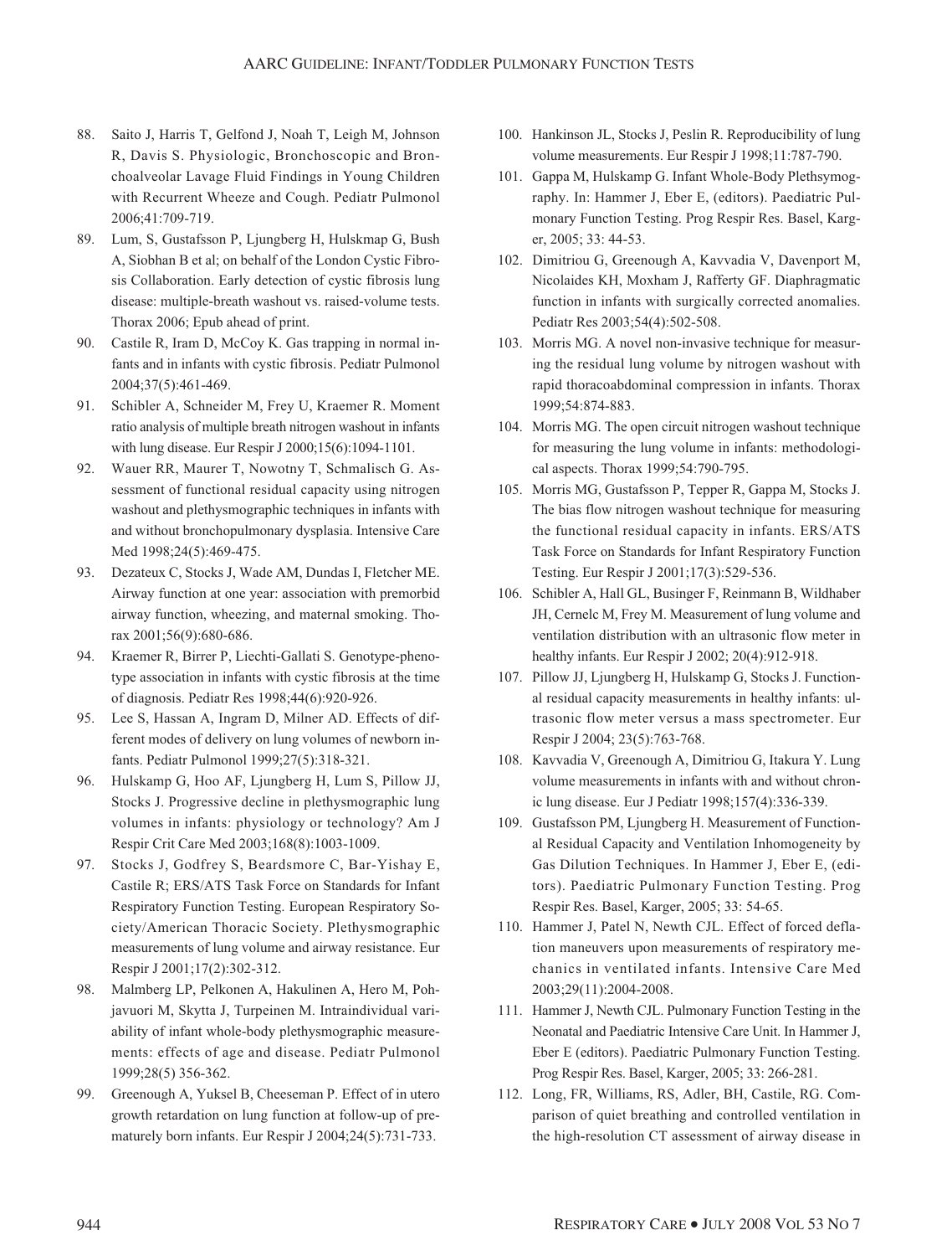88. Saito J, Harris T, Gelfond J, Noah T, Leigh M, Johnson R, Davis S. Physiologic, Bronchoscopic and Bronchoalveolar Lavage Fluid Findings in Young Children with Recurrent Wheeze and Cough. Pediatr Pulmonol 2006;41:709-719.
89. Lum, S, Gustafsson P, Ljungberg H, Hulskmap G, Bush A, Siobhan B et al; on behalf of the London Cystic Fibrosis Collaboration. Early detection of cystic fibrosis lung disease: multiple-breath washout vs. raised-volume tests. Thorax 2006; Epub ahead of print.
90. Castile R, Iram D, McCoy K. Gas trapping in normal infants and in infants with cystic fibrosis. Pediatr Pulmonol 2004;37(5):461-469.
91. Schibler A, Schneider M, Frey U, Kraemer R. Moment ratio analysis of multiple breath nitrogen washout in infants with lung disease. Eur Respir J 2000;15(6):1094-1101.
92. Wauer RR, Maurer T, Nowotny T, Schmalisch G. Assessment of functional residual capacity using nitrogen washout and plethysmographic techniques in infants with and without bronchopulmonary dysplasia. Intensive Care Med 1998;24(5):469-475.
93. Dezateux C, Stocks J, Wade AM, Dundas I, Fletcher ME. Airway function at one year: association with premorbid airway function, wheezing, and maternal smoking. Thorax 2001;56(9):680-686.
94. Kraemer R, Birrer P, Liechti-Gallati S. Genotype-phenotype association in infants with cystic fibrosis at the time of diagnosis. Pediatr Res 1998;44(6):920-926.
95. Lee S, Hassan A, Ingram D, Milner AD. Effects of different modes of delivery on lung volumes of newborn infants. Pediatr Pulmonol 1999;27(5):318-321.
96. Hulskamp G, Hoo AF, Ljungberg H, Lum S, Pillow JJ, Stocks J. Progressive decline in plethysmographic lung volumes in infants: physiology or technology? Am J Respir Crit Care Med 2003;168(8):1003-1009.
97. Stocks J, Godfrey S, Beardsmore C, Bar-Yishay E, Castile R; ERS/ATS Task Force on Standards for Infant Respiratory Function Testing. European Respiratory Society/American Thoracic Society. Plethysmographic measurements of lung volume and airway resistance. Eur Respir J 2001;17(2):302-312.
98. Malmberg LP, Pelkonen A, Hakulinen A, Hero M, Pohjavuori M, Skytta J, Turpeinen M. Intraindividual variability of infant whole-body plethysmographic measurements: effects of age and disease. Pediatr Pulmonol 1999;28(5) 356-362.
99. Greenough A, Yuksel B, Cheeseman P. Effect of in utero growth retardation on lung function at follow-up of prematurely born infants. Eur Respir J 2004;24(5):731-733.
100. Hankinson JL, Stocks J, Peslin R. Reproducibility of lung volume measurements. Eur Respir J 1998;11:787-790.
101. Gappa M, Hulskamp G. Infant Whole-Body Plethsymography. In: Hammer J, Eber E, (editors). Paediatric Pulmonary Function Testing. Prog Respir Res. Basel, Karger, 2005; 33: 44-53.
102. Dimitriou G, Greenough A, Kavvadia V, Davenport M, Nicolaides KH, Moxham J, Rafferty GF. Diaphragmatic function in infants with surgically corrected anomalies. Pediatr Res 2003;54(4):502-508.
103. Morris MG. A novel non-invasive technique for measuring the residual lung volume by nitrogen washout with rapid thoracoabdominal compression in infants. Thorax 1999;54:874-883.
104. Morris MG. The open circuit nitrogen washout technique for measuring the lung volume in infants: methodological aspects. Thorax 1999;54:790-795.
105. Morris MG, Gustafsson P, Tepper R, Gappa M, Stocks J. The bias flow nitrogen washout technique for measuring the functional residual capacity in infants. ERS/ATS Task Force on Standards for Infant Respiratory Function Testing. Eur Respir J 2001;17(3):529-536.
106. Schibler A, Hall GL, Businger F, Reinmann B, Wildhaber JH, Cernelc M, Frey M. Measurement of lung volume and ventilation distribution with an ultrasonic flow meter in healthy infants. Eur Respir J 2002; 20(4):912-918.
107. Pillow JJ, Ljungberg H, Hulskamp G, Stocks J. Functional residual capacity measurements in healthy infants: ultrasonic flow meter versus a mass spectrometer. Eur Respir J 2004; 23(5):763-768.
108. Kavvadia V, Greenough A, Dimitriou G, Itakura Y. Lung volume measurements in infants with and without chronic lung disease. Eur J Pediatr 1998;157(4):336-339.
109. Gustafsson PM, Ljungberg H. Measurement of Functional Residual Capacity and Ventilation Inhomogeneity by Gas Dilution Techniques. In Hammer J, Eber E, (editors). Paediatric Pulmonary Function Testing. Prog Respir Res. Basel, Karger, 2005; 33: 54-65.
110. Hammer J, Patel N, Newth CJL. Effect of forced deflation maneuvers upon measurements of respiratory mechanics in ventilated infants. Intensive Care Med 2003;29(11):2004-2008.
111. Hammer J, Newth CJL. Pulmonary Function Testing in the Neonatal and Paediatric Intensive Care Unit. In Hammer J, Eber E (editors). Paediatric Pulmonary Function Testing. Prog Respir Res. Basel, Karger, 2005; 33: 266-281.
112. Long, FR, Williams, RS, Adler, BH, Castile, RG. Comparison of quiet breathing and controlled ventilation in the high-resolution CT assessment of airway disease in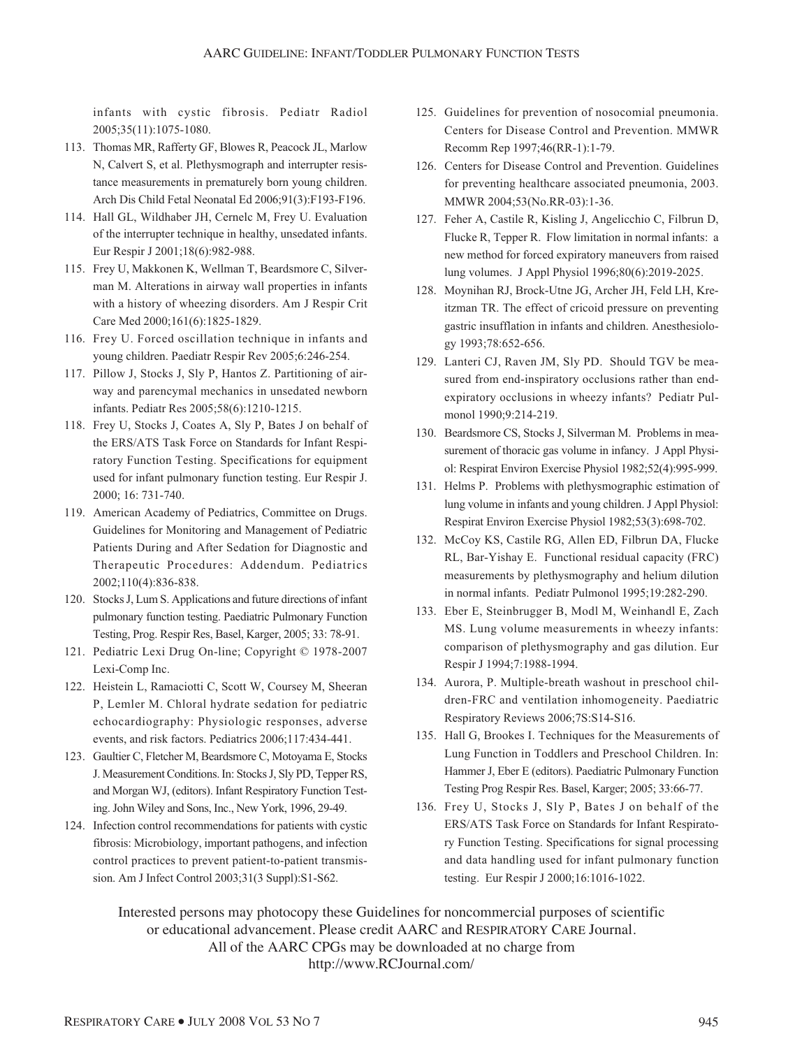infants with cystic fibrosis. Pediatr Radiol 2005;35(11):1075-1080.

113. Thomas MR, Rafferty GF, Blowes R, Peacock JL, Marlow N, Calvert S, et al. Plethysmograph and interrupter resistance measurements in prematurely born young children. Arch Dis Child Fetal Neonatal Ed 2006;91(3):F193-F196.
114. Hall GL, Wildhaber JH, Cernelc M, Frey U. Evaluation of the interrupter technique in healthy, unsedated infants. Eur Respir J 2001;18(6):982-988.
115. Frey U, Makkonen K, Wellman T, Beardsmore C, Silverman M. Alterations in airway wall properties in infants with a history of wheezing disorders. Am J Respir Crit Care Med 2000;161(6):1825-1829.
116. Frey U. Forced oscillation technique in infants and young children. Paediatr Respir Rev 2005;6:246-254.
117. Pillow J, Stocks J, Sly P, Hantos Z. Partitioning of airway and parencymal mechanics in unsedated newborn infants. Pediatr Res 2005;58(6):1210-1215.
118. Frey U, Stocks J, Coates A, Sly P, Bates J on behalf of the ERS/ATS Task Force on Standards for Infant Respiratory Function Testing. Specifications for equipment used for infant pulmonary function testing. Eur Respir J. 2000; 16: 731-740.
119. American Academy of Pediatrics, Committee on Drugs. Guidelines for Monitoring and Management of Pediatric Patients During and After Sedation for Diagnostic and Therapeutic Procedures: Addendum. Pediatrics 2002;110(4):836-838.
120. Stocks J, Lum S. Applications and future directions of infant pulmonary function testing. Paediatric Pulmonary Function Testing, Prog. Respir Res, Basel, Karger, 2005; 33: 78-91.
121. Pediatric Lexi Drug On-line; Copyright © 1978-2007 Lexi-Comp Inc.
122. Heistein L, Ramaciotti C, Scott W, Coursey M, Sheeran P, Lemler M. Chloral hydrate sedation for pediatric echocardiography: Physiologic responses, adverse events, and risk factors. Pediatrics 2006;117:434-441.
123. Gaultier C, Fletcher M, Beardsmore C, Motoyama E, Stocks J. Measurement Conditions. In: Stocks J, Sly PD, Tepper RS, and Morgan WJ, (editors). Infant Respiratory Function Testing. John Wiley and Sons, Inc., New York, 1996, 29-49.
124. Infection control recommendations for patients with cystic fibrosis: Microbiology, important pathogens, and infection control practices to prevent patient-to-patient transmission. Am J Infect Control 2003;31(3 Suppl):S1-S62.
125. Guidelines for prevention of nosocomial pneumonia. Centers for Disease Control and Prevention. MMWR Recomm Rep 1997;46(RR-1):1-79.
126. Centers for Disease Control and Prevention. Guidelines for preventing healthcare associated pneumonia, 2003. MMWR 2004;53(No.RR-03):1-36.
127. Feher A, Castile R, Kisling J, Angelicchio C, Filbrun D, Flucke R, Tepper R. Flow limitation in normal infants: a new method for forced expiratory maneuvers from raised lung volumes. J Appl Physiol 1996;80(6):2019-2025.
128. Moynihan RJ, Brock-Utne JG, Archer JH, Feld LH, Kreitzman TR. The effect of cricoid pressure on preventing gastric insufflation in infants and children. Anesthesiology 1993;78:652-656.
129. Lanteri CJ, Raven JM, Sly PD. Should TGV be measured from end-inspiratory occlusions rather than end-expiratory occlusions in wheezy infants? Pediatr Pulmonol 1990;9:214-219.
130. Beardsmore CS, Stocks J, Silverman M. Problems in measurement of thoracic gas volume in infancy. J Appl Physiol: Respirat Environ Exercise Physiol 1982;52(4):995-999.
131. Helms P. Problems with plethysmographic estimation of lung volume in infants and young children. J Appl Physiol: Respirat Environ Exercise Physiol 1982;53(3):698-702.
132. McCoy KS, Castile RG, Allen ED, Filbrun DA, Flucke RL, Bar-Yishay E. Functional residual capacity (FRC) measurements by plethysmography and helium dilution in normal infants. Pediatr Pulmonol 1995;19:282-290.
133. Eber E, Steinbrugger B, Modl M, Weinhandl E, Zach MS. Lung volume measurements in wheezy infants: comparison of plethysmography and gas dilution. Eur Respir J 1994;7:1988-1994.
134. Aurora, P. Multiple-breath washout in preschool children-FRC and ventilation inhomogeneity. Paediatric Respiratory Reviews 2006;7S:S14-S16.
135. Hall G, Brookes I. Techniques for the Measurements of Lung Function in Toddlers and Preschool Children. In: Hammer J, Eber E (editors). Paediatric Pulmonary Function Testing Prog Respir Res. Basel, Karger; 2005; 33:66-77.
136. Frey U, Stocks J, Sly P, Bates J on behalf of the ERS/ATS Task Force on Standards for Infant Respiratory Function Testing. Specifications for signal processing and data handling used for infant pulmonary function testing. Eur Respir J 2000;16:1016-1022.

Interested persons may photocopy these Guidelines for noncommercial purposes of scientific or educational advancement. Please credit AARC and RESPIRATORY CARE Journal. All of the AARC CPGs may be downloaded at no charge from http://www.RCJournal.com/